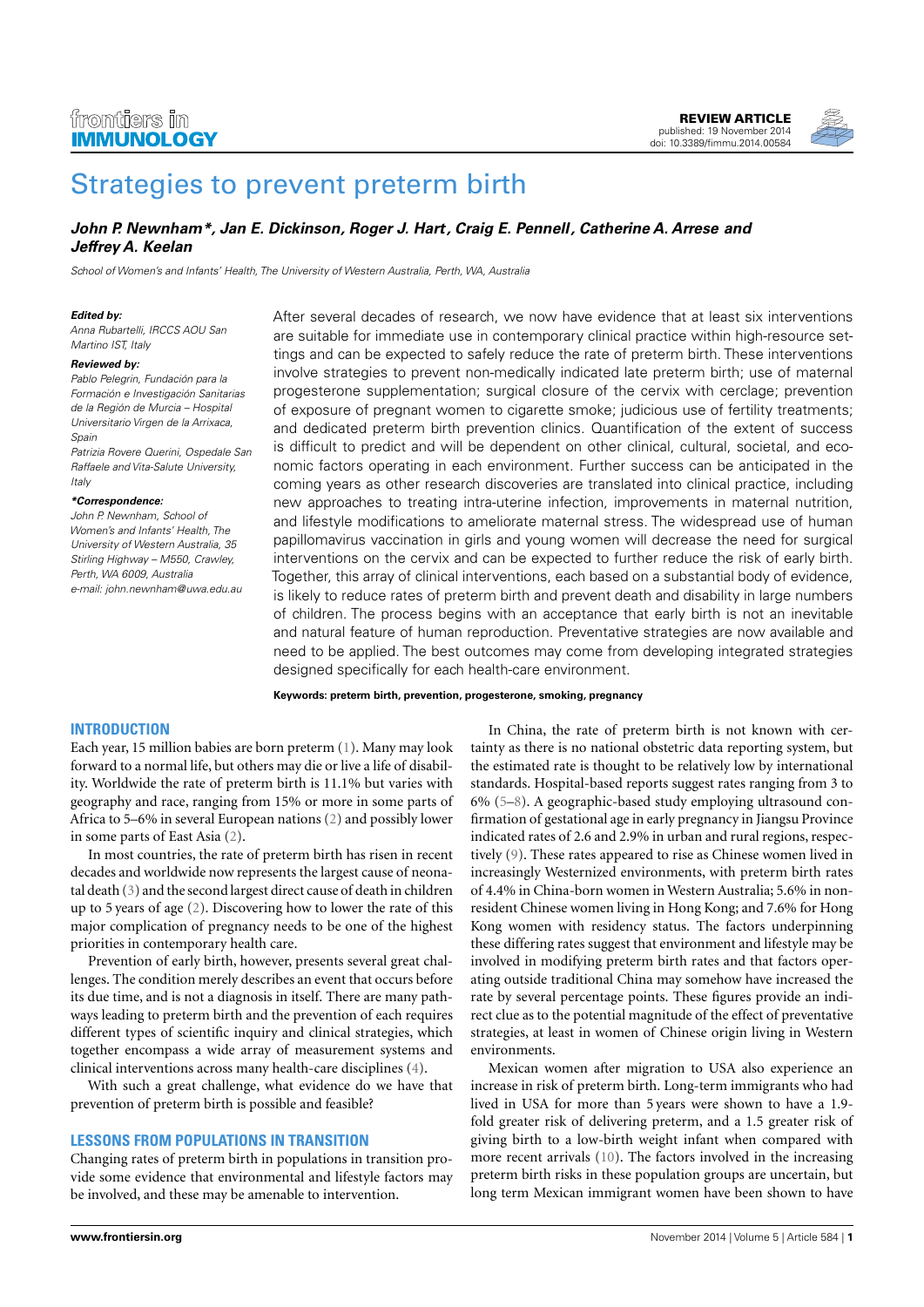REVIEW ARTICLE
published: 19 November 2014
doi: 10.3389/fimmu.2014.00584

# Strategies to prevent preterm birth

***John P. Newnham\*, Jan E. Dickinson, Roger J. Hart, Craig E. Pennell, Catherine A. Arrese and Jeffrey A. Keelan***

*School of Women's and Infants' Health, The University of Western Australia, Perth, WA, Australia*

***Edited by:***
*Anna Rubartelli, IRCCS AOU San Martino IST, Italy*

***Reviewed by:***
*Pablo Pelegrin, Fundación para la Formación e Investigación Sanitarias de la Región de Murcia – Hospital Universitario Virgen de la Arrixaca, Spain*
*Patrizia Rovere Querini, Ospedale San Raffaele and Vita-Salute University, Italy*

***\*Correspondence:***
*John P. Newnham, School of Women's and Infants' Health, The University of Western Australia, 35 Stirling Highway – M550, Crawley, Perth, WA 6009, Australia*
*e-mail: john.newnham@uwa.edu.au*

After several decades of research, we now have evidence that at least six interventions are suitable for immediate use in contemporary clinical practice within high-resource settings and can be expected to safely reduce the rate of preterm birth. These interventions involve strategies to prevent non-medically indicated late preterm birth; use of maternal progesterone supplementation; surgical closure of the cervix with cerclage; prevention of exposure of pregnant women to cigarette smoke; judicious use of fertility treatments; and dedicated preterm birth prevention clinics. Quantification of the extent of success is difficult to predict and will be dependent on other clinical, cultural, societal, and economic factors operating in each environment. Further success can be anticipated in the coming years as other research discoveries are translated into clinical practice, including new approaches to treating intra-uterine infection, improvements in maternal nutrition, and lifestyle modifications to ameliorate maternal stress. The widespread use of human papillomavirus vaccination in girls and young women will decrease the need for surgical interventions on the cervix and can be expected to further reduce the risk of early birth. Together, this array of clinical interventions, each based on a substantial body of evidence, is likely to reduce rates of preterm birth and prevent death and disability in large numbers of children. The process begins with an acceptance that early birth is not an inevitable and natural feature of human reproduction. Preventative strategies are now available and need to be applied. The best outcomes may come from developing integrated strategies designed specifically for each health-care environment.

**Keywords: preterm birth, prevention, progesterone, smoking, pregnancy**

## INTRODUCTION

Each year, 15 million babies are born preterm (1). Many may look forward to a normal life, but others may die or live a life of disability. Worldwide the rate of preterm birth is 11.1% but varies with geography and race, ranging from 15% or more in some parts of Africa to 5–6% in several European nations (2) and possibly lower in some parts of East Asia (2).

In most countries, the rate of preterm birth has risen in recent decades and worldwide now represents the largest cause of neonatal death (3) and the second largest direct cause of death in children up to 5 years of age (2). Discovering how to lower the rate of this major complication of pregnancy needs to be one of the highest priorities in contemporary health care.

Prevention of early birth, however, presents several great challenges. The condition merely describes an event that occurs before its due time, and is not a diagnosis in itself. There are many pathways leading to preterm birth and the prevention of each requires different types of scientific inquiry and clinical strategies, which together encompass a wide array of measurement systems and clinical interventions across many health-care disciplines (4).

With such a great challenge, what evidence do we have that prevention of preterm birth is possible and feasible?

## LESSONS FROM POPULATIONS IN TRANSITION

Changing rates of preterm birth in populations in transition provide some evidence that environmental and lifestyle factors may be involved, and these may be amenable to intervention.

In China, the rate of preterm birth is not known with certainty as there is no national obstetric data reporting system, but the estimated rate is thought to be relatively low by international standards. Hospital-based reports suggest rates ranging from 3 to 6% (5–8). A geographic-based study employing ultrasound confirmation of gestational age in early pregnancy in Jiangsu Province indicated rates of 2.6 and 2.9% in urban and rural regions, respectively (9). These rates appeared to rise as Chinese women lived in increasingly Westernized environments, with preterm birth rates of 4.4% in China-born women in Western Australia; 5.6% in non-resident Chinese women living in Hong Kong; and 7.6% for Hong Kong women with residency status. The factors underpinning these differing rates suggest that environment and lifestyle may be involved in modifying preterm birth rates and that factors operating outside traditional China may somehow have increased the rate by several percentage points. These figures provide an indirect clue as to the potential magnitude of the effect of preventative strategies, at least in women of Chinese origin living in Western environments.

Mexican women after migration to USA also experience an increase in risk of preterm birth. Long-term immigrants who had lived in USA for more than 5 years were shown to have a 1.9-fold greater risk of delivering preterm, and a 1.5 greater risk of giving birth to a low-birth weight infant when compared with more recent arrivals (10). The factors involved in the increasing preterm birth risks in these population groups are uncertain, but long term Mexican immigrant women have been shown to have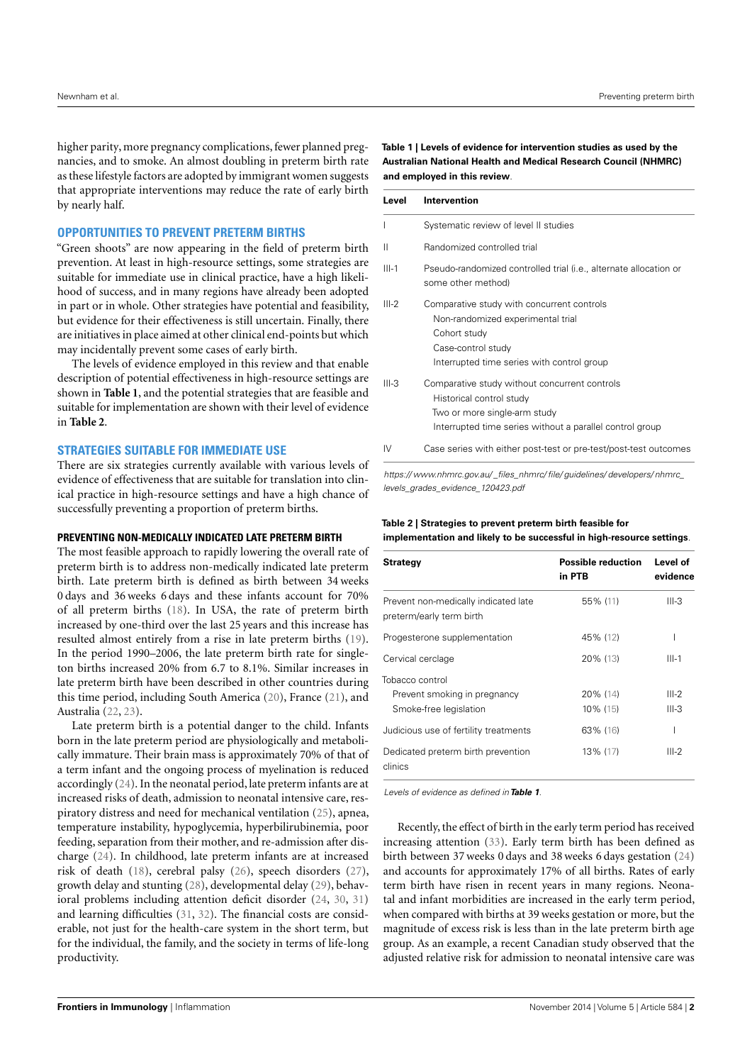higher parity, more pregnancy complications, fewer planned pregnancies, and to smoke. An almost doubling in preterm birth rate as these lifestyle factors are adopted by immigrant women suggests that appropriate interventions may reduce the rate of early birth by nearly half.

## OPPORTUNITIES TO PREVENT PRETERM BIRTHS

"Green shoots" are now appearing in the field of preterm birth prevention. At least in high-resource settings, some strategies are suitable for immediate use in clinical practice, have a high likelihood of success, and in many regions have already been adopted in part or in whole. Other strategies have potential and feasibility, but evidence for their effectiveness is still uncertain. Finally, there are initiatives in place aimed at other clinical end-points but which may incidentally prevent some cases of early birth.

The levels of evidence employed in this review and that enable description of potential effectiveness in high-resource settings are shown in **Table 1**, and the potential strategies that are feasible and suitable for implementation are shown with their level of evidence in **Table 2**.

## STRATEGIES SUITABLE FOR IMMEDIATE USE

There are six strategies currently available with various levels of evidence of effectiveness that are suitable for translation into clinical practice in high-resource settings and have a high chance of successfully preventing a proportion of preterm births.

### PREVENTING NON-MEDICALLY INDICATED LATE PRETERM BIRTH

The most feasible approach to rapidly lowering the overall rate of preterm birth is to address non-medically indicated late preterm birth. Late preterm birth is defined as birth between 34 weeks 0 days and 36 weeks 6 days and these infants account for 70% of all preterm births (18). In USA, the rate of preterm birth increased by one-third over the last 25 years and this increase has resulted almost entirely from a rise in late preterm births (19). In the period 1990–2006, the late preterm birth rate for singleton births increased 20% from 6.7 to 8.1%. Similar increases in late preterm birth have been described in other countries during this time period, including South America (20), France (21), and Australia (22, 23).

Late preterm birth is a potential danger to the child. Infants born in the late preterm period are physiologically and metabolically immature. Their brain mass is approximately 70% of that of a term infant and the ongoing process of myelination is reduced accordingly (24). In the neonatal period, late preterm infants are at increased risks of death, admission to neonatal intensive care, respiratory distress and need for mechanical ventilation (25), apnea, temperature instability, hypoglycemia, hyperbilirubinemia, poor feeding, separation from their mother, and re-admission after discharge (24). In childhood, late preterm infants are at increased risk of death (18), cerebral palsy (26), speech disorders (27), growth delay and stunting (28), developmental delay (29), behavioral problems including attention deficit disorder (24, 30, 31) and learning difficulties (31, 32). The financial costs are considerable, not just for the health-care system in the short term, but for the individual, the family, and the society in terms of life-long productivity.

**Table 1 | Levels of evidence for intervention studies as used by the Australian National Health and Medical Research Council (NHMRC) and employed in this review.**

| Level | Intervention |
|---|---|
| I | Systematic review of level II studies |
| II | Randomized controlled trial |
| III-1 | Pseudo-randomized controlled trial (i.e., alternate allocation or some other method) |
| III-2 | Comparative study with concurrent controls<br>Non-randomized experimental trial<br>Cohort study<br>Case-control study<br>Interrupted time series with control group |
| III-3 | Comparative study without concurrent controls<br>Historical control study<br>Two or more single-arm study<br>Interrupted time series without a parallel control group |
| IV | Case series with either post-test or pre-test/post-test outcomes |

*https://www.nhmrc.gov.au/_files_nhmrc/file/guidelines/developers/nhmrc_levels_grades_evidence_120423.pdf*

**Table 2 | Strategies to prevent preterm birth feasible for implementation and likely to be successful in high-resource settings.**

| Strategy | Possible reduction in PTB | Level of evidence |
|---|---|---|
| Prevent non-medically indicated late preterm/early term birth | 55% (11) | III-3 |
| Progesterone supplementation | 45% (12) | I |
| Cervical cerclage | 20% (13) | III-1 |
| Tobacco control | | |
| Prevent smoking in pregnancy | 20% (14) | III-2 |
| Smoke-free legislation | 10% (15) | III-3 |
| Judicious use of fertility treatments | 63% (16) | I |
| Dedicated preterm birth prevention clinics | 13% (17) | III-2 |

*Levels of evidence as defined in **Table 1**.*

Recently, the effect of birth in the early term period has received increasing attention (33). Early term birth has been defined as birth between 37 weeks 0 days and 38 weeks 6 days gestation (24) and accounts for approximately 17% of all births. Rates of early term birth have risen in recent years in many regions. Neonatal and infant morbidities are increased in the early term period, when compared with births at 39 weeks gestation or more, but the magnitude of excess risk is less than in the late preterm birth age group. As an example, a recent Canadian study observed that the adjusted relative risk for admission to neonatal intensive care was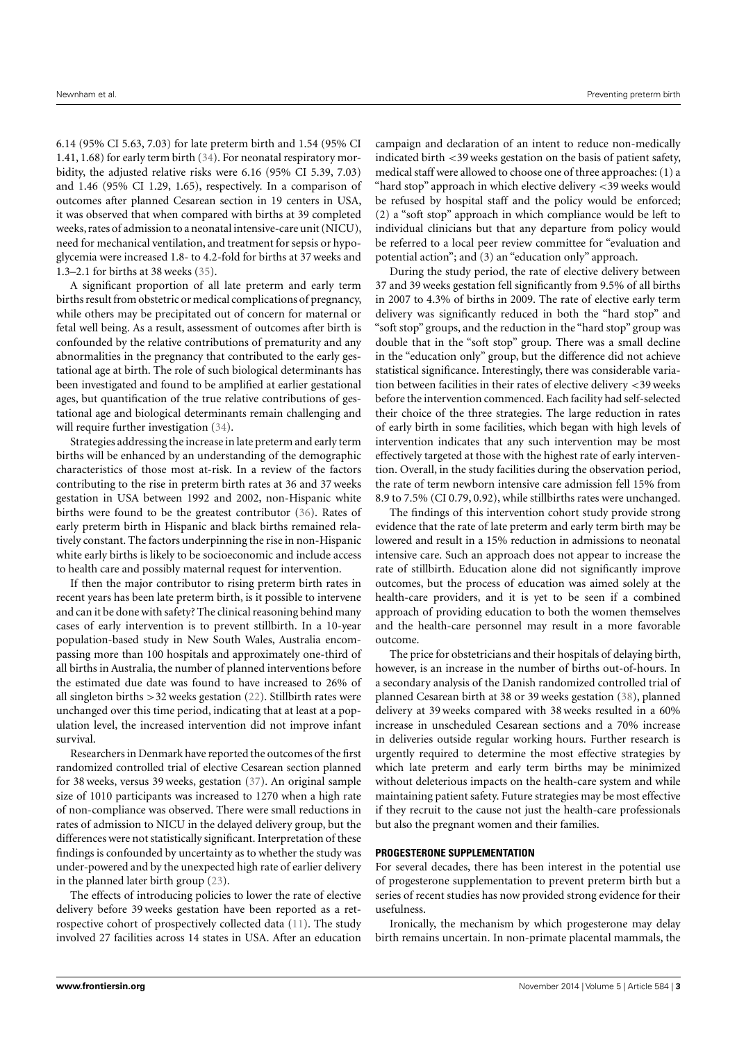6.14 (95% CI 5.63, 7.03) for late preterm birth and 1.54 (95% CI 1.41, 1.68) for early term birth (34). For neonatal respiratory morbidity, the adjusted relative risks were 6.16 (95% CI 5.39, 7.03) and 1.46 (95% CI 1.29, 1.65), respectively. In a comparison of outcomes after planned Cesarean section in 19 centers in USA, it was observed that when compared with births at 39 completed weeks, rates of admission to a neonatal intensive-care unit (NICU), need for mechanical ventilation, and treatment for sepsis or hypoglycemia were increased 1.8- to 4.2-fold for births at 37 weeks and 1.3–2.1 for births at 38 weeks (35).

A significant proportion of all late preterm and early term births result from obstetric or medical complications of pregnancy, while others may be precipitated out of concern for maternal or fetal well being. As a result, assessment of outcomes after birth is confounded by the relative contributions of prematurity and any abnormalities in the pregnancy that contributed to the early gestational age at birth. The role of such biological determinants has been investigated and found to be amplified at earlier gestational ages, but quantification of the true relative contributions of gestational age and biological determinants remain challenging and will require further investigation (34).

Strategies addressing the increase in late preterm and early term births will be enhanced by an understanding of the demographic characteristics of those most at-risk. In a review of the factors contributing to the rise in preterm birth rates at 36 and 37 weeks gestation in USA between 1992 and 2002, non-Hispanic white births were found to be the greatest contributor (36). Rates of early preterm birth in Hispanic and black births remained relatively constant. The factors underpinning the rise in non-Hispanic white early births is likely to be socioeconomic and include access to health care and possibly maternal request for intervention.

If then the major contributor to rising preterm birth rates in recent years has been late preterm birth, is it possible to intervene and can it be done with safety? The clinical reasoning behind many cases of early intervention is to prevent stillbirth. In a 10-year population-based study in New South Wales, Australia encompassing more than 100 hospitals and approximately one-third of all births in Australia, the number of planned interventions before the estimated due date was found to have increased to 26% of all singleton births >32 weeks gestation (22). Stillbirth rates were unchanged over this time period, indicating that at least at a population level, the increased intervention did not improve infant survival.

Researchers in Denmark have reported the outcomes of the first randomized controlled trial of elective Cesarean section planned for 38 weeks, versus 39 weeks, gestation (37). An original sample size of 1010 participants was increased to 1270 when a high rate of non-compliance was observed. There were small reductions in rates of admission to NICU in the delayed delivery group, but the differences were not statistically significant. Interpretation of these findings is confounded by uncertainty as to whether the study was under-powered and by the unexpected high rate of earlier delivery in the planned later birth group (23).

The effects of introducing policies to lower the rate of elective delivery before 39 weeks gestation have been reported as a retrospective cohort of prospectively collected data (11). The study involved 27 facilities across 14 states in USA. After an education campaign and declaration of an intent to reduce non-medically indicated birth <39 weeks gestation on the basis of patient safety, medical staff were allowed to choose one of three approaches: (1) a "hard stop" approach in which elective delivery <39 weeks would be refused by hospital staff and the policy would be enforced; (2) a "soft stop" approach in which compliance would be left to individual clinicians but that any departure from policy would be referred to a local peer review committee for "evaluation and potential action"; and (3) an "education only" approach.

During the study period, the rate of elective delivery between 37 and 39 weeks gestation fell significantly from 9.5% of all births in 2007 to 4.3% of births in 2009. The rate of elective early term delivery was significantly reduced in both the "hard stop" and "soft stop" groups, and the reduction in the "hard stop" group was double that in the "soft stop" group. There was a small decline in the "education only" group, but the difference did not achieve statistical significance. Interestingly, there was considerable variation between facilities in their rates of elective delivery <39 weeks before the intervention commenced. Each facility had self-selected their choice of the three strategies. The large reduction in rates of early birth in some facilities, which began with high levels of intervention indicates that any such intervention may be most effectively targeted at those with the highest rate of early intervention. Overall, in the study facilities during the observation period, the rate of term newborn intensive care admission fell 15% from 8.9 to 7.5% (CI 0.79, 0.92), while stillbirths rates were unchanged.

The findings of this intervention cohort study provide strong evidence that the rate of late preterm and early term birth may be lowered and result in a 15% reduction in admissions to neonatal intensive care. Such an approach does not appear to increase the rate of stillbirth. Education alone did not significantly improve outcomes, but the process of education was aimed solely at the health-care providers, and it is yet to be seen if a combined approach of providing education to both the women themselves and the health-care personnel may result in a more favorable outcome.

The price for obstetricians and their hospitals of delaying birth, however, is an increase in the number of births out-of-hours. In a secondary analysis of the Danish randomized controlled trial of planned Cesarean birth at 38 or 39 weeks gestation (38), planned delivery at 39 weeks compared with 38 weeks resulted in a 60% increase in unscheduled Cesarean sections and a 70% increase in deliveries outside regular working hours. Further research is urgently required to determine the most effective strategies by which late preterm and early term births may be minimized without deleterious impacts on the health-care system and while maintaining patient safety. Future strategies may be most effective if they recruit to the cause not just the health-care professionals but also the pregnant women and their families.

## PROGESTERONE SUPPLEMENTATION

For several decades, there has been interest in the potential use of progesterone supplementation to prevent preterm birth but a series of recent studies has now provided strong evidence for their usefulness.

Ironically, the mechanism by which progesterone may delay birth remains uncertain. In non-primate placental mammals, the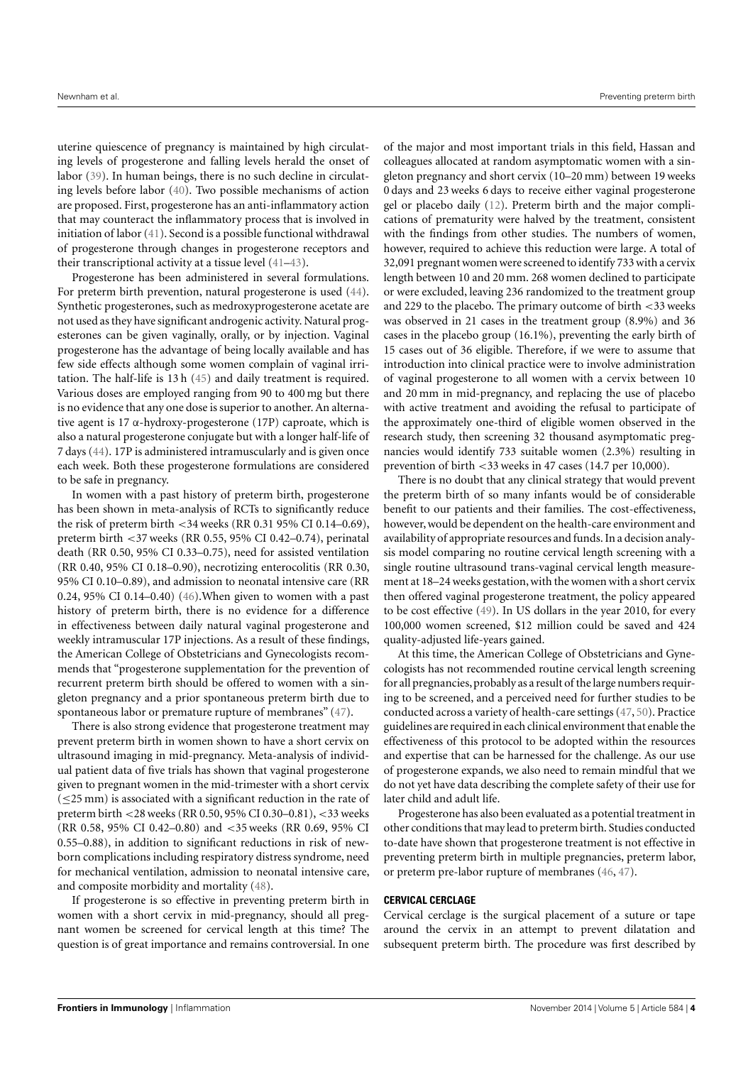uterine quiescence of pregnancy is maintained by high circulating levels of progesterone and falling levels herald the onset of labor (39). In human beings, there is no such decline in circulating levels before labor (40). Two possible mechanisms of action are proposed. First, progesterone has an anti-inflammatory action that may counteract the inflammatory process that is involved in initiation of labor (41). Second is a possible functional withdrawal of progesterone through changes in progesterone receptors and their transcriptional activity at a tissue level (41–43).

Progesterone has been administered in several formulations. For preterm birth prevention, natural progesterone is used (44). Synthetic progesterones, such as medroxyprogesterone acetate are not used as they have significant androgenic activity. Natural progesterones can be given vaginally, orally, or by injection. Vaginal progesterone has the advantage of being locally available and has few side effects although some women complain of vaginal irritation. The half-life is 13 h (45) and daily treatment is required. Various doses are employed ranging from 90 to 400 mg but there is no evidence that any one dose is superior to another. An alternative agent is 17 α-hydroxy-progesterone (17P) caproate, which is also a natural progesterone conjugate but with a longer half-life of 7 days (44). 17P is administered intramuscularly and is given once each week. Both these progesterone formulations are considered to be safe in pregnancy.

In women with a past history of preterm birth, progesterone has been shown in meta-analysis of RCTs to significantly reduce the risk of preterm birth <34 weeks (RR 0.31 95% CI 0.14–0.69), preterm birth <37 weeks (RR 0.55, 95% CI 0.42–0.74), perinatal death (RR 0.50, 95% CI 0.33–0.75), need for assisted ventilation (RR 0.40, 95% CI 0.18–0.90), necrotizing enterocolitis (RR 0.30, 95% CI 0.10–0.89), and admission to neonatal intensive care (RR 0.24, 95% CI 0.14–0.40) (46).When given to women with a past history of preterm birth, there is no evidence for a difference in effectiveness between daily natural vaginal progesterone and weekly intramuscular 17P injections. As a result of these findings, the American College of Obstetricians and Gynecologists recommends that "progesterone supplementation for the prevention of recurrent preterm birth should be offered to women with a singleton pregnancy and a prior spontaneous preterm birth due to spontaneous labor or premature rupture of membranes" (47).

There is also strong evidence that progesterone treatment may prevent preterm birth in women shown to have a short cervix on ultrasound imaging in mid-pregnancy. Meta-analysis of individual patient data of five trials has shown that vaginal progesterone given to pregnant women in the mid-trimester with a short cervix (≤25 mm) is associated with a significant reduction in the rate of preterm birth <28 weeks (RR 0.50, 95% CI 0.30–0.81), <33 weeks (RR 0.58, 95% CI 0.42–0.80) and <35 weeks (RR 0.69, 95% CI 0.55–0.88), in addition to significant reductions in risk of newborn complications including respiratory distress syndrome, need for mechanical ventilation, admission to neonatal intensive care, and composite morbidity and mortality (48).

If progesterone is so effective in preventing preterm birth in women with a short cervix in mid-pregnancy, should all pregnant women be screened for cervical length at this time? The question is of great importance and remains controversial. In one of the major and most important trials in this field, Hassan and colleagues allocated at random asymptomatic women with a singleton pregnancy and short cervix (10–20 mm) between 19 weeks 0 days and 23 weeks 6 days to receive either vaginal progesterone gel or placebo daily (12). Preterm birth and the major complications of prematurity were halved by the treatment, consistent with the findings from other studies. The numbers of women, however, required to achieve this reduction were large. A total of 32,091 pregnant women were screened to identify 733 with a cervix length between 10 and 20 mm. 268 women declined to participate or were excluded, leaving 236 randomized to the treatment group and 229 to the placebo. The primary outcome of birth <33 weeks was observed in 21 cases in the treatment group (8.9%) and 36 cases in the placebo group (16.1%), preventing the early birth of 15 cases out of 36 eligible. Therefore, if we were to assume that introduction into clinical practice were to involve administration of vaginal progesterone to all women with a cervix between 10 and 20 mm in mid-pregnancy, and replacing the use of placebo with active treatment and avoiding the refusal to participate of the approximately one-third of eligible women observed in the research study, then screening 32 thousand asymptomatic pregnancies would identify 733 suitable women (2.3%) resulting in prevention of birth <33 weeks in 47 cases (14.7 per 10,000).

There is no doubt that any clinical strategy that would prevent the preterm birth of so many infants would be of considerable benefit to our patients and their families. The cost-effectiveness, however, would be dependent on the health-care environment and availability of appropriate resources and funds. In a decision analysis model comparing no routine cervical length screening with a single routine ultrasound trans-vaginal cervical length measurement at 18–24 weeks gestation, with the women with a short cervix then offered vaginal progesterone treatment, the policy appeared to be cost effective (49). In US dollars in the year 2010, for every 100,000 women screened, $12 million could be saved and 424 quality-adjusted life-years gained.

At this time, the American College of Obstetricians and Gynecologists has not recommended routine cervical length screening for all pregnancies, probably as a result of the large numbers requiring to be screened, and a perceived need for further studies to be conducted across a variety of health-care settings (47, 50). Practice guidelines are required in each clinical environment that enable the effectiveness of this protocol to be adopted within the resources and expertise that can be harnessed for the challenge. As our use of progesterone expands, we also need to remain mindful that we do not yet have data describing the complete safety of their use for later child and adult life.

Progesterone has also been evaluated as a potential treatment in other conditions that may lead to preterm birth. Studies conducted to-date have shown that progesterone treatment is not effective in preventing preterm birth in multiple pregnancies, preterm labor, or preterm pre-labor rupture of membranes (46, 47).

### CERVICAL CERCLAGE

Cervical cerclage is the surgical placement of a suture or tape around the cervix in an attempt to prevent dilatation and subsequent preterm birth. The procedure was first described by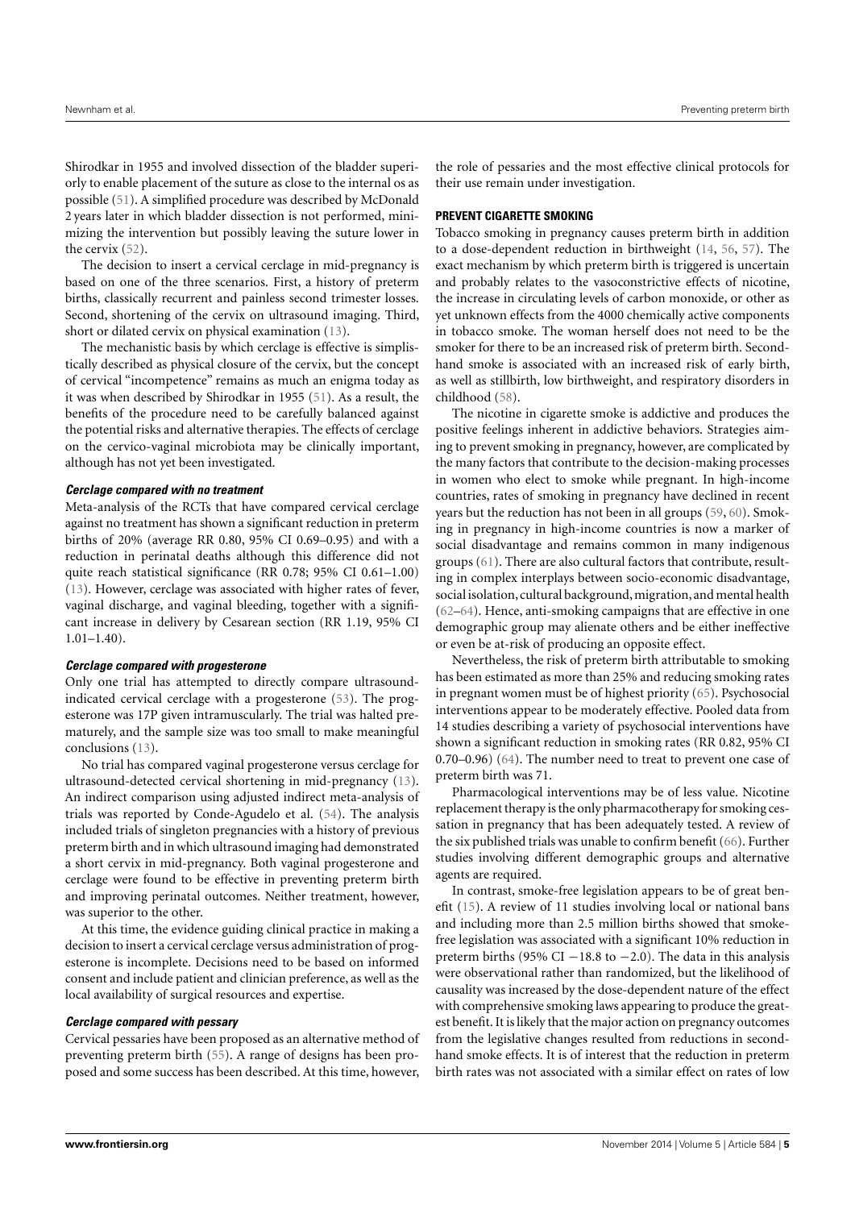Shirodkar in 1955 and involved dissection of the bladder superiorly to enable placement of the suture as close to the internal os as possible (51). A simplified procedure was described by McDonald 2 years later in which bladder dissection is not performed, minimizing the intervention but possibly leaving the suture lower in the cervix (52).

The decision to insert a cervical cerclage in mid-pregnancy is based on one of the three scenarios. First, a history of preterm births, classically recurrent and painless second trimester losses. Second, shortening of the cervix on ultrasound imaging. Third, short or dilated cervix on physical examination (13).

The mechanistic basis by which cerclage is effective is simplistically described as physical closure of the cervix, but the concept of cervical "incompetence" remains as much an enigma today as it was when described by Shirodkar in 1955 (51). As a result, the benefits of the procedure need to be carefully balanced against the potential risks and alternative therapies. The effects of cerclage on the cervico-vaginal microbiota may be clinically important, although has not yet been investigated.

#### *Cerclage compared with no treatment*

Meta-analysis of the RCTs that have compared cervical cerclage against no treatment has shown a significant reduction in preterm births of 20% (average RR 0.80, 95% CI 0.69–0.95) and with a reduction in perinatal deaths although this difference did not quite reach statistical significance (RR 0.78; 95% CI 0.61–1.00) (13). However, cerclage was associated with higher rates of fever, vaginal discharge, and vaginal bleeding, together with a significant increase in delivery by Cesarean section (RR 1.19, 95% CI 1.01–1.40).

#### *Cerclage compared with progesterone*

Only one trial has attempted to directly compare ultrasound-indicated cervical cerclage with a progesterone (53). The progesterone was 17P given intramuscularly. The trial was halted prematurely, and the sample size was too small to make meaningful conclusions (13).

No trial has compared vaginal progesterone versus cerclage for ultrasound-detected cervical shortening in mid-pregnancy (13). An indirect comparison using adjusted indirect meta-analysis of trials was reported by Conde-Agudelo et al. (54). The analysis included trials of singleton pregnancies with a history of previous preterm birth and in which ultrasound imaging had demonstrated a short cervix in mid-pregnancy. Both vaginal progesterone and cerclage were found to be effective in preventing preterm birth and improving perinatal outcomes. Neither treatment, however, was superior to the other.

At this time, the evidence guiding clinical practice in making a decision to insert a cervical cerclage versus administration of progesterone is incomplete. Decisions need to be based on informed consent and include patient and clinician preference, as well as the local availability of surgical resources and expertise.

#### *Cerclage compared with pessary*

Cervical pessaries have been proposed as an alternative method of preventing preterm birth (55). A range of designs has been proposed and some success has been described. At this time, however, the role of pessaries and the most effective clinical protocols for their use remain under investigation.

### PREVENT CIGARETTE SMOKING

Tobacco smoking in pregnancy causes preterm birth in addition to a dose-dependent reduction in birthweight (14, 56, 57). The exact mechanism by which preterm birth is triggered is uncertain and probably relates to the vasoconstrictive effects of nicotine, the increase in circulating levels of carbon monoxide, or other as yet unknown effects from the 4000 chemically active components in tobacco smoke. The woman herself does not need to be the smoker for there to be an increased risk of preterm birth. Second-hand smoke is associated with an increased risk of early birth, as well as stillbirth, low birthweight, and respiratory disorders in childhood (58).

The nicotine in cigarette smoke is addictive and produces the positive feelings inherent in addictive behaviors. Strategies aiming to prevent smoking in pregnancy, however, are complicated by the many factors that contribute to the decision-making processes in women who elect to smoke while pregnant. In high-income countries, rates of smoking in pregnancy have declined in recent years but the reduction has not been in all groups (59, 60). Smoking in pregnancy in high-income countries is now a marker of social disadvantage and remains common in many indigenous groups (61). There are also cultural factors that contribute, resulting in complex interplays between socio-economic disadvantage, social isolation, cultural background, migration, and mental health (62–64). Hence, anti-smoking campaigns that are effective in one demographic group may alienate others and be either ineffective or even be at-risk of producing an opposite effect.

Nevertheless, the risk of preterm birth attributable to smoking has been estimated as more than 25% and reducing smoking rates in pregnant women must be of highest priority (65). Psychosocial interventions appear to be moderately effective. Pooled data from 14 studies describing a variety of psychosocial interventions have shown a significant reduction in smoking rates (RR 0.82, 95% CI 0.70–0.96) (64). The number need to treat to prevent one case of preterm birth was 71.

Pharmacological interventions may be of less value. Nicotine replacement therapy is the only pharmacotherapy for smoking cessation in pregnancy that has been adequately tested. A review of the six published trials was unable to confirm benefit (66). Further studies involving different demographic groups and alternative agents are required.

In contrast, smoke-free legislation appears to be of great benefit (15). A review of 11 studies involving local or national bans and including more than 2.5 million births showed that smoke-free legislation was associated with a significant 10% reduction in preterm births (95% CI −18.8 to −2.0). The data in this analysis were observational rather than randomized, but the likelihood of causality was increased by the dose-dependent nature of the effect with comprehensive smoking laws appearing to produce the greatest benefit. It is likely that the major action on pregnancy outcomes from the legislative changes resulted from reductions in second-hand smoke effects. It is of interest that the reduction in preterm birth rates was not associated with a similar effect on rates of low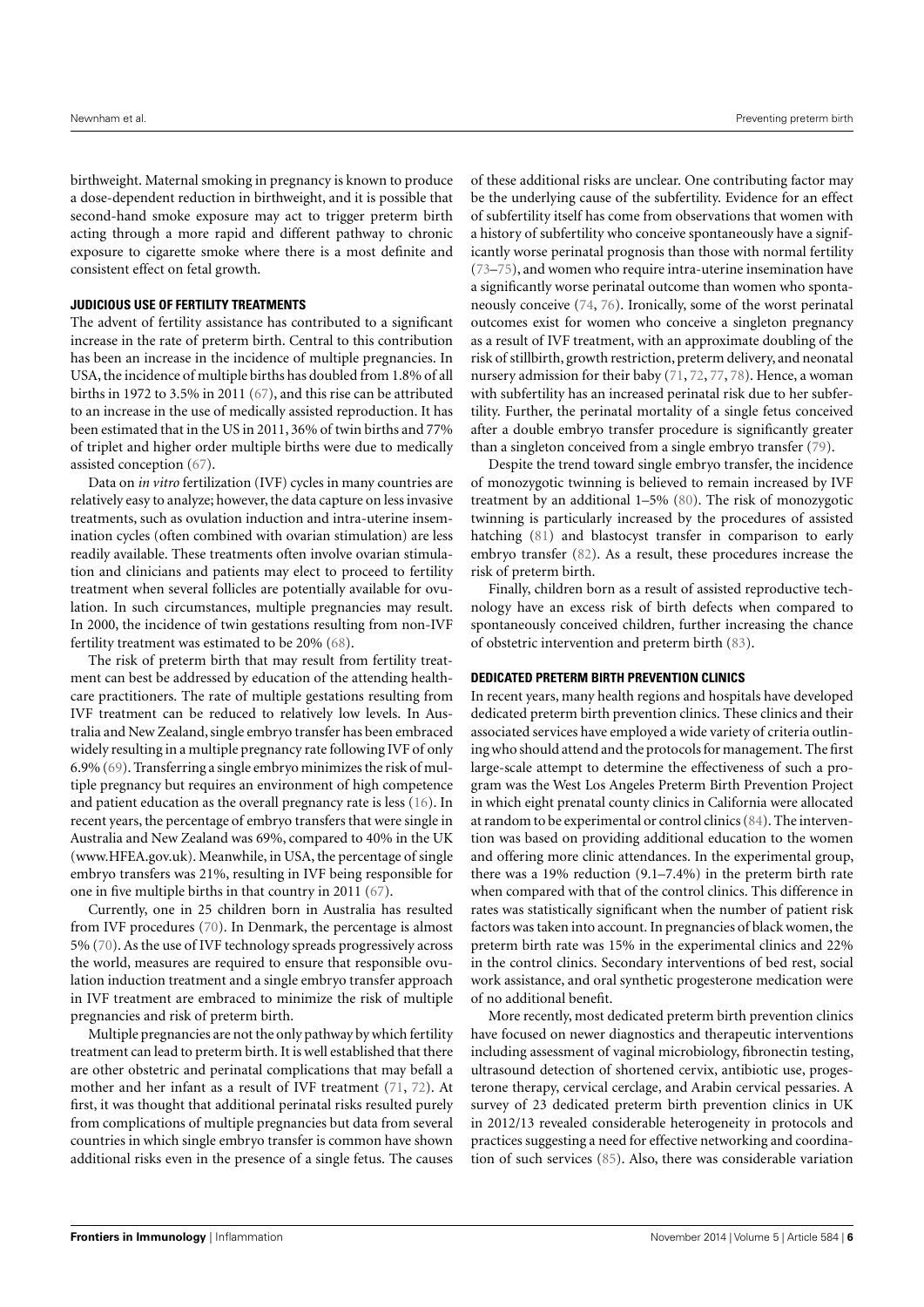birthweight. Maternal smoking in pregnancy is known to produce a dose-dependent reduction in birthweight, and it is possible that second-hand smoke exposure may act to trigger preterm birth acting through a more rapid and different pathway to chronic exposure to cigarette smoke where there is a most definite and consistent effect on fetal growth.

### JUDICIOUS USE OF FERTILITY TREATMENTS

The advent of fertility assistance has contributed to a significant increase in the rate of preterm birth. Central to this contribution has been an increase in the incidence of multiple pregnancies. In USA, the incidence of multiple births has doubled from 1.8% of all births in 1972 to 3.5% in 2011 (67), and this rise can be attributed to an increase in the use of medically assisted reproduction. It has been estimated that in the US in 2011, 36% of twin births and 77% of triplet and higher order multiple births were due to medically assisted conception (67).

Data on *in vitro* fertilization (IVF) cycles in many countries are relatively easy to analyze; however, the data capture on less invasive treatments, such as ovulation induction and intra-uterine insemination cycles (often combined with ovarian stimulation) are less readily available. These treatments often involve ovarian stimulation and clinicians and patients may elect to proceed to fertility treatment when several follicles are potentially available for ovulation. In such circumstances, multiple pregnancies may result. In 2000, the incidence of twin gestations resulting from non-IVF fertility treatment was estimated to be 20% (68).

The risk of preterm birth that may result from fertility treatment can best be addressed by education of the attending healthcare practitioners. The rate of multiple gestations resulting from IVF treatment can be reduced to relatively low levels. In Australia and New Zealand, single embryo transfer has been embraced widely resulting in a multiple pregnancy rate following IVF of only 6.9% (69). Transferring a single embryo minimizes the risk of multiple pregnancy but requires an environment of high competence and patient education as the overall pregnancy rate is less (16). In recent years, the percentage of embryo transfers that were single in Australia and New Zealand was 69%, compared to 40% in the UK (www.HFEA.gov.uk). Meanwhile, in USA, the percentage of single embryo transfers was 21%, resulting in IVF being responsible for one in five multiple births in that country in 2011 (67).

Currently, one in 25 children born in Australia has resulted from IVF procedures (70). In Denmark, the percentage is almost 5% (70). As the use of IVF technology spreads progressively across the world, measures are required to ensure that responsible ovulation induction treatment and a single embryo transfer approach in IVF treatment are embraced to minimize the risk of multiple pregnancies and risk of preterm birth.

Multiple pregnancies are not the only pathway by which fertility treatment can lead to preterm birth. It is well established that there are other obstetric and perinatal complications that may befall a mother and her infant as a result of IVF treatment (71, 72). At first, it was thought that additional perinatal risks resulted purely from complications of multiple pregnancies but data from several countries in which single embryo transfer is common have shown additional risks even in the presence of a single fetus. The causes of these additional risks are unclear. One contributing factor may be the underlying cause of the subfertility. Evidence for an effect of subfertility itself has come from observations that women with a history of subfertility who conceive spontaneously have a significantly worse perinatal prognosis than those with normal fertility (73–75), and women who require intra-uterine insemination have a significantly worse perinatal outcome than women who spontaneously conceive (74, 76). Ironically, some of the worst perinatal outcomes exist for women who conceive a singleton pregnancy as a result of IVF treatment, with an approximate doubling of the risk of stillbirth, growth restriction, preterm delivery, and neonatal nursery admission for their baby (71, 72, 77, 78). Hence, a woman with subfertility has an increased perinatal risk due to her subfertility. Further, the perinatal mortality of a single fetus conceived after a double embryo transfer procedure is significantly greater than a singleton conceived from a single embryo transfer (79).

Despite the trend toward single embryo transfer, the incidence of monozygotic twinning is believed to remain increased by IVF treatment by an additional 1–5% (80). The risk of monozygotic twinning is particularly increased by the procedures of assisted hatching (81) and blastocyst transfer in comparison to early embryo transfer (82). As a result, these procedures increase the risk of preterm birth.

Finally, children born as a result of assisted reproductive technology have an excess risk of birth defects when compared to spontaneously conceived children, further increasing the chance of obstetric intervention and preterm birth (83).

### DEDICATED PRETERM BIRTH PREVENTION CLINICS

In recent years, many health regions and hospitals have developed dedicated preterm birth prevention clinics. These clinics and their associated services have employed a wide variety of criteria outlining who should attend and the protocols for management. The first large-scale attempt to determine the effectiveness of such a program was the West Los Angeles Preterm Birth Prevention Project in which eight prenatal county clinics in California were allocated at random to be experimental or control clinics (84). The intervention was based on providing additional education to the women and offering more clinic attendances. In the experimental group, there was a 19% reduction (9.1–7.4%) in the preterm birth rate when compared with that of the control clinics. This difference in rates was statistically significant when the number of patient risk factors was taken into account. In pregnancies of black women, the preterm birth rate was 15% in the experimental clinics and 22% in the control clinics. Secondary interventions of bed rest, social work assistance, and oral synthetic progesterone medication were of no additional benefit.

More recently, most dedicated preterm birth prevention clinics have focused on newer diagnostics and therapeutic interventions including assessment of vaginal microbiology, fibronectin testing, ultrasound detection of shortened cervix, antibiotic use, progesterone therapy, cervical cerclage, and Arabin cervical pessaries. A survey of 23 dedicated preterm birth prevention clinics in UK in 2012/13 revealed considerable heterogeneity in protocols and practices suggesting a need for effective networking and coordination of such services (85). Also, there was considerable variation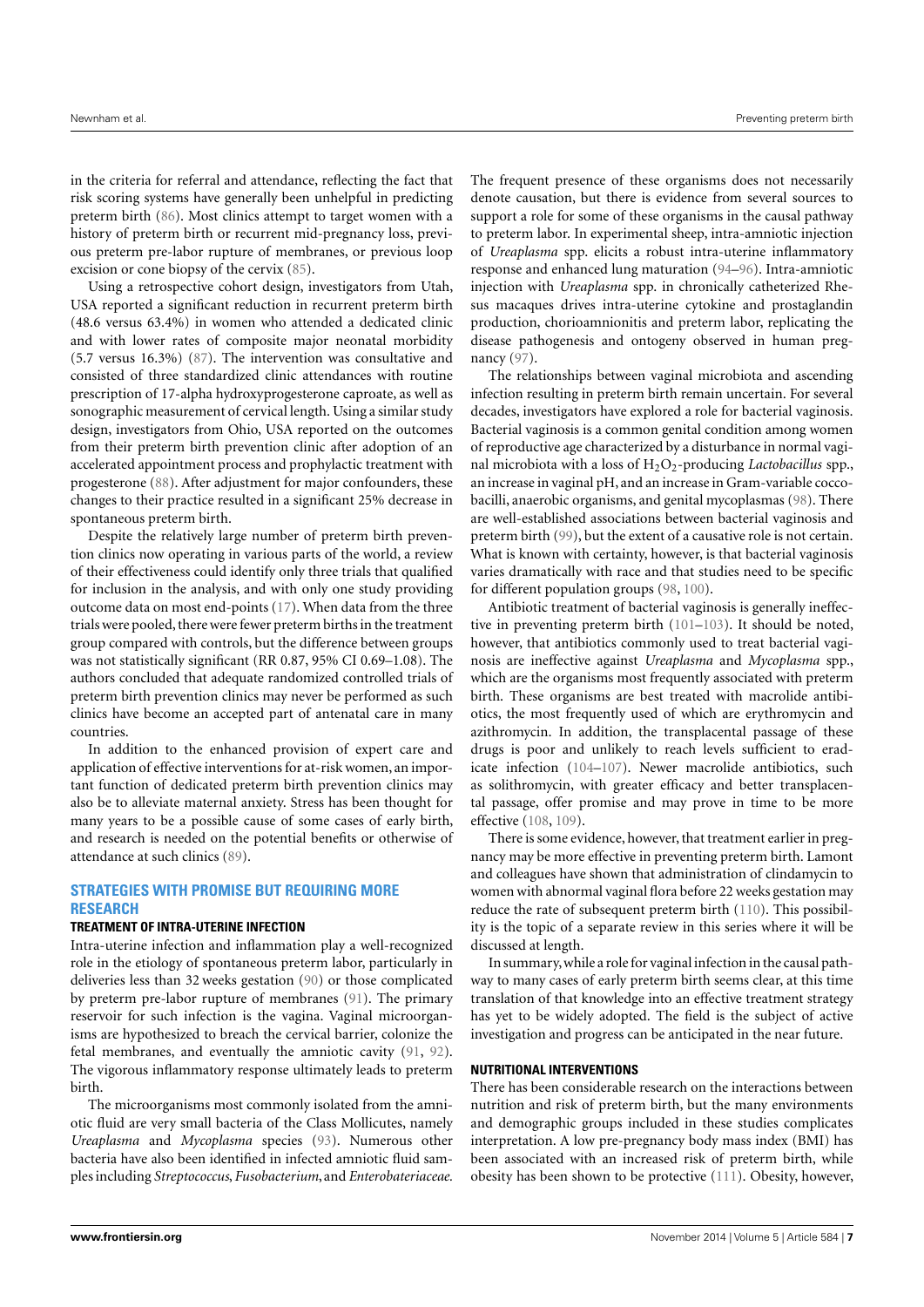in the criteria for referral and attendance, reflecting the fact that risk scoring systems have generally been unhelpful in predicting preterm birth (86). Most clinics attempt to target women with a history of preterm birth or recurrent mid-pregnancy loss, previous preterm pre-labor rupture of membranes, or previous loop excision or cone biopsy of the cervix (85).

Using a retrospective cohort design, investigators from Utah, USA reported a significant reduction in recurrent preterm birth (48.6 versus 63.4%) in women who attended a dedicated clinic and with lower rates of composite major neonatal morbidity (5.7 versus 16.3%) (87). The intervention was consultative and consisted of three standardized clinic attendances with routine prescription of 17-alpha hydroxyprogesterone caproate, as well as sonographic measurement of cervical length. Using a similar study design, investigators from Ohio, USA reported on the outcomes from their preterm birth prevention clinic after adoption of an accelerated appointment process and prophylactic treatment with progesterone (88). After adjustment for major confounders, these changes to their practice resulted in a significant 25% decrease in spontaneous preterm birth.

Despite the relatively large number of preterm birth prevention clinics now operating in various parts of the world, a review of their effectiveness could identify only three trials that qualified for inclusion in the analysis, and with only one study providing outcome data on most end-points (17). When data from the three trials were pooled, there were fewer preterm births in the treatment group compared with controls, but the difference between groups was not statistically significant (RR 0.87, 95% CI 0.69–1.08). The authors concluded that adequate randomized controlled trials of preterm birth prevention clinics may never be performed as such clinics have become an accepted part of antenatal care in many countries.

In addition to the enhanced provision of expert care and application of effective interventions for at-risk women, an important function of dedicated preterm birth prevention clinics may also be to alleviate maternal anxiety. Stress has been thought for many years to be a possible cause of some cases of early birth, and research is needed on the potential benefits or otherwise of attendance at such clinics (89).

## STRATEGIES WITH PROMISE BUT REQUIRING MORE RESEARCH

### TREATMENT OF INTRA-UTERINE INFECTION

Intra-uterine infection and inflammation play a well-recognized role in the etiology of spontaneous preterm labor, particularly in deliveries less than 32 weeks gestation (90) or those complicated by preterm pre-labor rupture of membranes (91). The primary reservoir for such infection is the vagina. Vaginal microorganisms are hypothesized to breach the cervical barrier, colonize the fetal membranes, and eventually the amniotic cavity (91, 92). The vigorous inflammatory response ultimately leads to preterm birth.

The microorganisms most commonly isolated from the amniotic fluid are very small bacteria of the Class Mollicutes, namely *Ureaplasma* and *Mycoplasma* species (93). Numerous other bacteria have also been identified in infected amniotic fluid samples including *Streptococcus*, *Fusobacterium*, and *Enterobateriaceae*. The frequent presence of these organisms does not necessarily denote causation, but there is evidence from several sources to support a role for some of these organisms in the causal pathway to preterm labor. In experimental sheep, intra-amniotic injection of *Ureaplasma* spp. elicits a robust intra-uterine inflammatory response and enhanced lung maturation (94–96). Intra-amniotic injection with *Ureaplasma* spp. in chronically catheterized Rhesus macaques drives intra-uterine cytokine and prostaglandin production, chorioamnionitis and preterm labor, replicating the disease pathogenesis and ontogeny observed in human pregnancy (97).

The relationships between vaginal microbiota and ascending infection resulting in preterm birth remain uncertain. For several decades, investigators have explored a role for bacterial vaginosis. Bacterial vaginosis is a common genital condition among women of reproductive age characterized by a disturbance in normal vaginal microbiota with a loss of $H_2O_2$-producing *Lactobacillus* spp., an increase in vaginal pH, and an increase in Gram-variable coccobacilli, anaerobic organisms, and genital mycoplasmas (98). There are well-established associations between bacterial vaginosis and preterm birth (99), but the extent of a causative role is not certain. What is known with certainty, however, is that bacterial vaginosis varies dramatically with race and that studies need to be specific for different population groups (98, 100).

Antibiotic treatment of bacterial vaginosis is generally ineffective in preventing preterm birth (101–103). It should be noted, however, that antibiotics commonly used to treat bacterial vaginosis are ineffective against *Ureaplasma* and *Mycoplasma* spp., which are the organisms most frequently associated with preterm birth. These organisms are best treated with macrolide antibiotics, the most frequently used of which are erythromycin and azithromycin. In addition, the transplacental passage of these drugs is poor and unlikely to reach levels sufficient to eradicate infection (104–107). Newer macrolide antibiotics, such as solithromycin, with greater efficacy and better transplacental passage, offer promise and may prove in time to be more effective (108, 109).

There is some evidence, however, that treatment earlier in pregnancy may be more effective in preventing preterm birth. Lamont and colleagues have shown that administration of clindamycin to women with abnormal vaginal flora before 22 weeks gestation may reduce the rate of subsequent preterm birth (110). This possibility is the topic of a separate review in this series where it will be discussed at length.

In summary, while a role for vaginal infection in the causal pathway to many cases of early preterm birth seems clear, at this time translation of that knowledge into an effective treatment strategy has yet to be widely adopted. The field is the subject of active investigation and progress can be anticipated in the near future.

### NUTRITIONAL INTERVENTIONS

There has been considerable research on the interactions between nutrition and risk of preterm birth, but the many environments and demographic groups included in these studies complicates interpretation. A low pre-pregnancy body mass index (BMI) has been associated with an increased risk of preterm birth, while obesity has been shown to be protective (111). Obesity, however,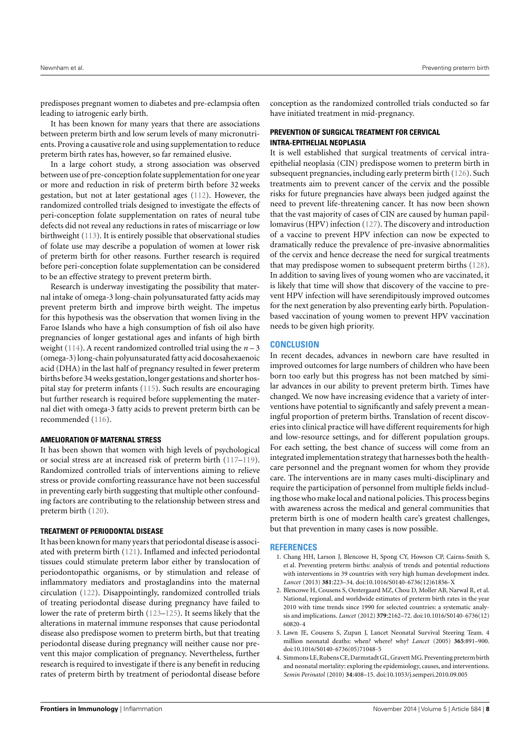predisposes pregnant women to diabetes and pre-eclampsia often leading to iatrogenic early birth.

It has been known for many years that there are associations between preterm birth and low serum levels of many micronutrients. Proving a causative role and using supplementation to reduce preterm birth rates has, however, so far remained elusive.

In a large cohort study, a strong association was observed between use of pre-conception folate supplementation for one year or more and reduction in risk of preterm birth before 32 weeks gestation, but not at later gestational ages (112). However, the randomized controlled trials designed to investigate the effects of peri-conception folate supplementation on rates of neural tube defects did not reveal any reductions in rates of miscarriage or low birthweight (113). It is entirely possible that observational studies of folate use may describe a population of women at lower risk of preterm birth for other reasons. Further research is required before peri-conception folate supplementation can be considered to be an effective strategy to prevent preterm birth.

Research is underway investigating the possibility that maternal intake of omega-3 long-chain polyunsaturated fatty acids may prevent preterm birth and improve birth weight. The impetus for this hypothesis was the observation that women living in the Faroe Islands who have a high consumption of fish oil also have pregnancies of longer gestational ages and infants of high birth weight (114). A recent randomized controlled trial using the $n-3$ (omega-3) long-chain polyunsaturated fatty acid docosahexaenoic acid (DHA) in the last half of pregnancy resulted in fewer preterm births before 34 weeks gestation, longer gestations and shorter hospital stay for preterm infants (115). Such results are encouraging but further research is required before supplementing the maternal diet with omega-3 fatty acids to prevent preterm birth can be recommended (116).

### AMELIORATION OF MATERNAL STRESS

It has been shown that women with high levels of psychological or social stress are at increased risk of preterm birth (117–119). Randomized controlled trials of interventions aiming to relieve stress or provide comforting reassurance have not been successful in preventing early birth suggesting that multiple other confounding factors are contributing to the relationship between stress and preterm birth (120).

### TREATMENT OF PERIODONTAL DISEASE

It has been known for many years that periodontal disease is associated with preterm birth (121). Inflamed and infected periodontal tissues could stimulate preterm labor either by translocation of periodontopathic organisms, or by stimulation and release of inflammatory mediators and prostaglandins into the maternal circulation (122). Disappointingly, randomized controlled trials of treating periodontal disease during pregnancy have failed to lower the rate of preterm birth (123–125). It seems likely that the alterations in maternal immune responses that cause periodontal disease also predispose women to preterm birth, but that treating periodontal disease during pregnancy will neither cause nor prevent this major complication of pregnancy. Nevertheless, further research is required to investigate if there is any benefit in reducing rates of preterm birth by treatment of periodontal disease before conception as the randomized controlled trials conducted so far have initiated treatment in mid-pregnancy.

### PREVENTION OF SURGICAL TREATMENT FOR CERVICAL INTRA-EPITHELIAL NEOPLASIA

It is well established that surgical treatments of cervical intra-epithelial neoplasia (CIN) predispose women to preterm birth in subsequent pregnancies, including early preterm birth (126). Such treatments aim to prevent cancer of the cervix and the possible risks for future pregnancies have always been judged against the need to prevent life-threatening cancer. It has now been shown that the vast majority of cases of CIN are caused by human papillomavirus (HPV) infection (127). The discovery and introduction of a vaccine to prevent HPV infection can now be expected to dramatically reduce the prevalence of pre-invasive abnormalities of the cervix and hence decrease the need for surgical treatments that may predispose women to subsequent preterm births (128). In addition to saving lives of young women who are vaccinated, it is likely that time will show that discovery of the vaccine to prevent HPV infection will have serendipitously improved outcomes for the next generation by also preventing early birth. Population-based vaccination of young women to prevent HPV vaccination needs to be given high priority.

## CONCLUSION

In recent decades, advances in newborn care have resulted in improved outcomes for large numbers of children who have been born too early but this progress has not been matched by similar advances in our ability to prevent preterm birth. Times have changed. We now have increasing evidence that a variety of interventions have potential to significantly and safely prevent a meaningful proportion of preterm births. Translation of recent discoveries into clinical practice will have different requirements for high and low-resource settings, and for different population groups. For each setting, the best chance of success will come from an integrated implementation strategy that harnesses both the healthcare personnel and the pregnant women for whom they provide care. The interventions are in many cases multi-disciplinary and require the participation of personnel from multiple fields including those who make local and national policies. This process begins with awareness across the medical and general communities that preterm birth is one of modern health care's greatest challenges, but that prevention in many cases is now possible.

## REFERENCES

1. Chang HH, Larson J, Blencowe H, Spong CY, Howson CP, Cairns-Smith S, et al. Preventing preterm births: analysis of trends and potential reductions with interventions in 39 countries with very high human development index. *Lancet* (2013) **381**:223–34. doi:10.1016/S0140-6736(12)61856-X
2. Blencowe H, Cousens S, Oestergaard MZ, Chou D, Moller AB, Narwal R, et al. National, regional, and worldwide estimates of preterm birth rates in the year 2010 with time trends since 1990 for selected countries: a systematic analysis and implications. *Lancet* (2012) **379**:2162–72. doi:10.1016/S0140-6736(12)60820-4
3. Lawn JE, Cousens S, Zupan J, Lancet Neonatal Survival Steering Team. 4 million neonatal deaths: when? where? why? *Lancet* (2005) **365**:891–900. doi:10.1016/S0140-6736(05)71048-5
4. Simmons LE, Rubens CE, Darmstadt GL, Gravett MG. Preventing preterm birth and neonatal mortality: exploring the epidemiology, causes, and interventions. *Semin Perinatol* (2010) **34**:408–15. doi:10.1053/j.semperi.2010.09.005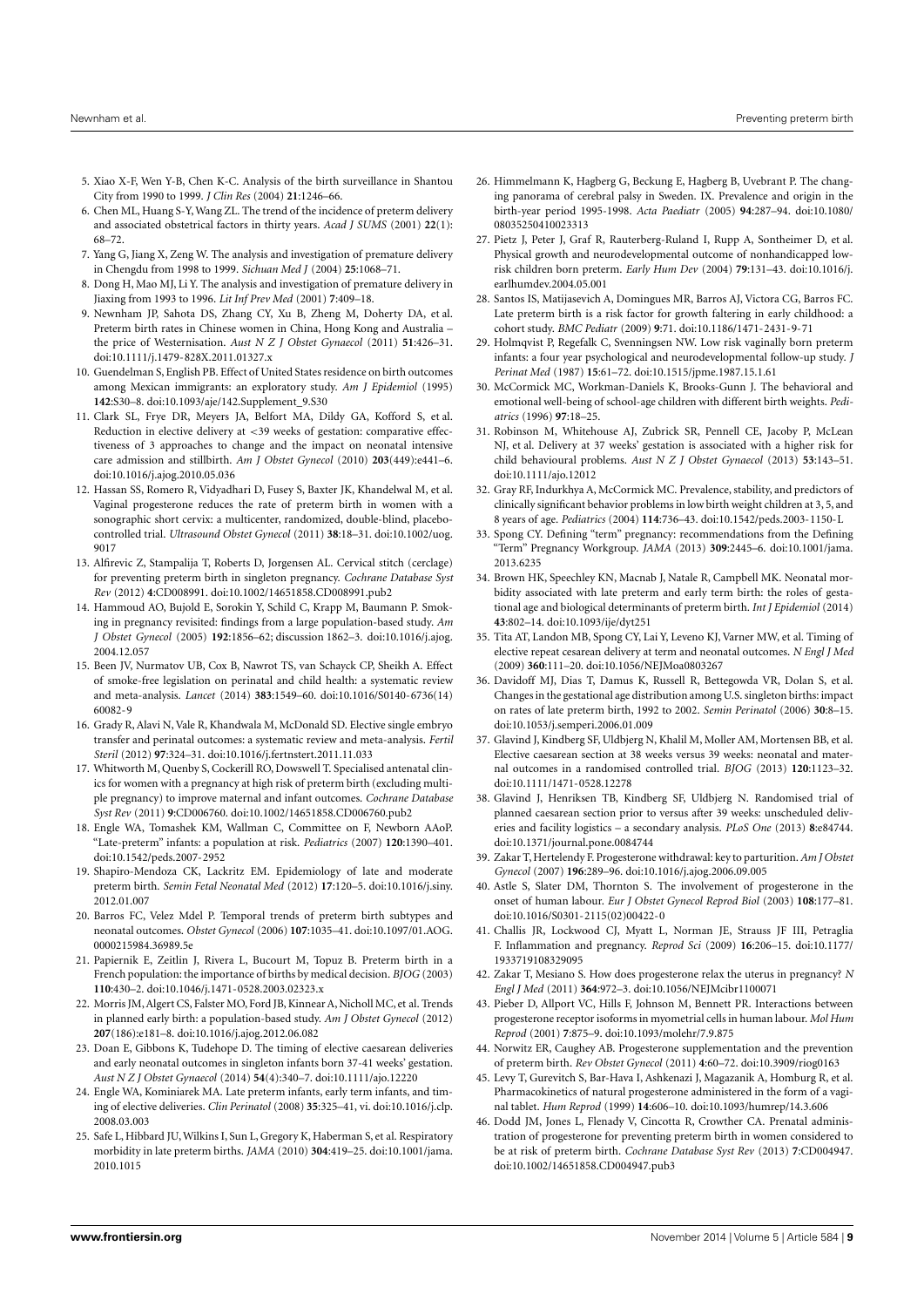5. Xiao X-F, Wen Y-B, Chen K-C. Analysis of the birth surveillance in Shantou City from 1990 to 1999. *J Clin Res* (2004) **21**:1246–66.
6. Chen ML, Huang S-Y, Wang ZL. The trend of the incidence of preterm delivery and associated obstetrical factors in thirty years. *Acad J SUMS* (2001) **22**(1): 68–72.
7. Yang G, Jiang X, Zeng W. The analysis and investigation of premature delivery in Chengdu from 1998 to 1999. *Sichuan Med J* (2004) **25**:1068–71.
8. Dong H, Mao MJ, Li Y. The analysis and investigation of premature delivery in Jiaxing from 1993 to 1996. *Lit Inf Prev Med* (2001) **7**:409–18.
9. Newnham JP, Sahota DS, Zhang CY, Xu B, Zheng M, Doherty DA, et al. Preterm birth rates in Chinese women in China, Hong Kong and Australia – the price of Westernisation. *Aust N Z J Obstet Gynaecol* (2011) **51**:426–31. doi:10.1111/j.1479-828X.2011.01327.x
10. Guendelman S, English PB. Effect of United States residence on birth outcomes among Mexican immigrants: an exploratory study. *Am J Epidemiol* (1995) **142**:S30–8. doi:10.1093/aje/142.Supplement_9.S30
11. Clark SL, Frye DR, Meyers JA, Belfort MA, Dildy GA, Kofford S, et al. Reduction in elective delivery at <39 weeks of gestation: comparative effectiveness of 3 approaches to change and the impact on neonatal intensive care admission and stillbirth. *Am J Obstet Gynecol* (2010) **203**(449):e441–6. doi:10.1016/j.ajog.2010.05.036
12. Hassan SS, Romero R, Vidyadhari D, Fusey S, Baxter JK, Khandelwal M, et al. Vaginal progesterone reduces the rate of preterm birth in women with a sonographic short cervix: a multicenter, randomized, double-blind, placebo-controlled trial. *Ultrasound Obstet Gynecol* (2011) **38**:18–31. doi:10.1002/uog.9017
13. Alfirevic Z, Stampalija T, Roberts D, Jorgensen AL. Cervical stitch (cerclage) for preventing preterm birth in singleton pregnancy. *Cochrane Database Syst Rev* (2012) **4**:CD008991. doi:10.1002/14651858.CD008991.pub2
14. Hammoud AO, Bujold E, Sorokin Y, Schild C, Krapp M, Baumann P. Smoking in pregnancy revisited: findings from a large population-based study. *Am J Obstet Gynecol* (2005) **192**:1856–62; discussion 1862–3. doi:10.1016/j.ajog.2004.12.057
15. Been JV, Nurmatov UB, Cox B, Nawrot TS, van Schayck CP, Sheikh A. Effect of smoke-free legislation on perinatal and child health: a systematic review and meta-analysis. *Lancet* (2014) **383**:1549–60. doi:10.1016/S0140-6736(14)60082-9
16. Grady R, Alavi N, Vale R, Khandwala M, McDonald SD. Elective single embryo transfer and perinatal outcomes: a systematic review and meta-analysis. *Fertil Steril* (2012) **97**:324–31. doi:10.1016/j.fertnstert.2011.11.033
17. Whitworth M, Quenby S, Cockerill RO, Dowswell T. Specialised antenatal clinics for women with a pregnancy at high risk of preterm birth (excluding multiple pregnancy) to improve maternal and infant outcomes. *Cochrane Database Syst Rev* (2011) **9**:CD006760. doi:10.1002/14651858.CD006760.pub2
18. Engle WA, Tomashek KM, Wallman C, Committee on F, Newborn AAoP. "Late-preterm" infants: a population at risk. *Pediatrics* (2007) **120**:1390–401. doi:10.1542/peds.2007-2952
19. Shapiro-Mendoza CK, Lackritz EM. Epidemiology of late and moderate preterm birth. *Semin Fetal Neonatal Med* (2012) **17**:120–5. doi:10.1016/j.siny.2012.01.007
20. Barros FC, Velez Mdel P. Temporal trends of preterm birth subtypes and neonatal outcomes. *Obstet Gynecol* (2006) **107**:1035–41. doi:10.1097/01.AOG.0000215984.36989.5e
21. Papiernik E, Zeitlin J, Rivera L, Bucourt M, Topuz B. Preterm birth in a French population: the importance of births by medical decision. *BJOG* (2003) **110**:430–2. doi:10.1046/j.1471-0528.2003.02323.x
22. Morris JM, Algert CS, Falster MO, Ford JB, Kinnear A, Nicholl MC, et al. Trends in planned early birth: a population-based study. *Am J Obstet Gynecol* (2012) **207**(186):e181–8. doi:10.1016/j.ajog.2012.06.082
23. Doan E, Gibbons K, Tudehope D. The timing of elective caesarean deliveries and early neonatal outcomes in singleton infants born 37-41 weeks' gestation. *Aust N Z J Obstet Gynaecol* (2014) **54**(4):340–7. doi:10.1111/ajo.12220
24. Engle WA, Kominiarek MA. Late preterm infants, early term infants, and timing of elective deliveries. *Clin Perinatol* (2008) **35**:325–41, vi. doi:10.1016/j.clp.2008.03.003
25. Safe L, Hibbard JU, Wilkins I, Sun L, Gregory K, Haberman S, et al. Respiratory morbidity in late preterm births. *JAMA* (2010) **304**:419–25. doi:10.1001/jama.2010.1015
26. Himmelmann K, Hagberg G, Beckung E, Hagberg B, Uvebrant P. The changing panorama of cerebral palsy in Sweden. IX. Prevalence and origin in the birth-year period 1995-1998. *Acta Paediatr* (2005) **94**:287–94. doi:10.1080/08035250410023313
27. Pietz J, Peter J, Graf R, Rauterberg-Ruland I, Rupp A, Sontheimer D, et al. Physical growth and neurodevelopmental outcome of nonhandicapped low-risk children born preterm. *Early Hum Dev* (2004) **79**:131–43. doi:10.1016/j.earlhumdev.2004.05.001
28. Santos IS, Matijasevich A, Domingues MR, Barros AJ, Victora CG, Barros FC. Late preterm birth is a risk factor for growth faltering in early childhood: a cohort study. *BMC Pediatr* (2009) **9**:71. doi:10.1186/1471-2431-9-71
29. Holmqvist P, Regefalk C, Svenningsen NW. Low risk vaginally born preterm infants: a four year psychological and neurodevelopmental follow-up study. *J Perinat Med* (1987) **15**:61–72. doi:10.1515/jpme.1987.15.1.61
30. McCormick MC, Workman-Daniels K, Brooks-Gunn J. The behavioral and emotional well-being of school-age children with different birth weights. *Pediatrics* (1996) **97**:18–25.
31. Robinson M, Whitehouse AJ, Zubrick SR, Pennell CE, Jacoby P, McLean NJ, et al. Delivery at 37 weeks' gestation is associated with a higher risk for child behavioural problems. *Aust N Z J Obstet Gynaecol* (2013) **53**:143–51. doi:10.1111/ajo.12012
32. Gray RF, Indurkhya A, McCormick MC. Prevalence, stability, and predictors of clinically significant behavior problems in low birth weight children at 3, 5, and 8 years of age. *Pediatrics* (2004) **114**:736–43. doi:10.1542/peds.2003-1150-L
33. Spong CY. Defining "term" pregnancy: recommendations from the Defining "Term" Pregnancy Workgroup. *JAMA* (2013) **309**:2445–6. doi:10.1001/jama.2013.6235
34. Brown HK, Speechley KN, Macnab J, Natale R, Campbell MK. Neonatal morbidity associated with late preterm and early term birth: the roles of gestational age and biological determinants of preterm birth. *Int J Epidemiol* (2014) **43**:802–14. doi:10.1093/ije/dyt251
35. Tita AT, Landon MB, Spong CY, Lai Y, Leveno KJ, Varner MW, et al. Timing of elective repeat cesarean delivery at term and neonatal outcomes. *N Engl J Med* (2009) **360**:111–20. doi:10.1056/NEJMoa0803267
36. Davidoff MJ, Dias T, Damus K, Russell R, Bettegowda VR, Dolan S, et al. Changes in the gestational age distribution among U.S. singleton births: impact on rates of late preterm birth, 1992 to 2002. *Semin Perinatol* (2006) **30**:8–15. doi:10.1053/j.semperi.2006.01.009
37. Glavind J, Kindberg SF, Uldbjerg N, Khalil M, Moller AM, Mortensen BB, et al. Elective caesarean section at 38 weeks versus 39 weeks: neonatal and maternal outcomes in a randomised controlled trial. *BJOG* (2013) **120**:1123–32. doi:10.1111/1471-0528.12278
38. Glavind J, Henriksen TB, Kindberg SF, Uldbjerg N. Randomised trial of planned caesarean section prior to versus after 39 weeks: unscheduled deliveries and facility logistics – a secondary analysis. *PLoS One* (2013) **8**:e84744. doi:10.1371/journal.pone.0084744
39. Zakar T, Hertelendy F. Progesterone withdrawal: key to parturition. *Am J Obstet Gynecol* (2007) **196**:289–96. doi:10.1016/j.ajog.2006.09.005
40. Astle S, Slater DM, Thornton S. The involvement of progesterone in the onset of human labour. *Eur J Obstet Gynecol Reprod Biol* (2003) **108**:177–81. doi:10.1016/S0301-2115(02)00422-0
41. Challis JR, Lockwood CJ, Myatt L, Norman JE, Strauss JF III, Petraglia F. Inflammation and pregnancy. *Reprod Sci* (2009) **16**:206–15. doi:10.1177/1933719108329095
42. Zakar T, Mesiano S. How does progesterone relax the uterus in pregnancy? *N Engl J Med* (2011) **364**:972–3. doi:10.1056/NEJMcibr1100071
43. Pieber D, Allport VC, Hills F, Johnson M, Bennett PR. Interactions between progesterone receptor isoforms in myometrial cells in human labour. *Mol Hum Reprod* (2001) **7**:875–9. doi:10.1093/molehr/7.9.875
44. Norwitz ER, Caughey AB. Progesterone supplementation and the prevention of preterm birth. *Rev Obstet Gynecol* (2011) **4**:60–72. doi:10.3909/riog0163
45. Levy T, Gurevitch S, Bar-Hava I, Ashkenazi J, Magazanik A, Homburg R, et al. Pharmacokinetics of natural progesterone administered in the form of a vaginal tablet. *Hum Reprod* (1999) **14**:606–10. doi:10.1093/humrep/14.3.606
46. Dodd JM, Jones L, Flenady V, Cincotta R, Crowther CA. Prenatal administration of progesterone for preventing preterm birth in women considered to be at risk of preterm birth. *Cochrane Database Syst Rev* (2013) **7**:CD004947. doi:10.1002/14651858.CD004947.pub3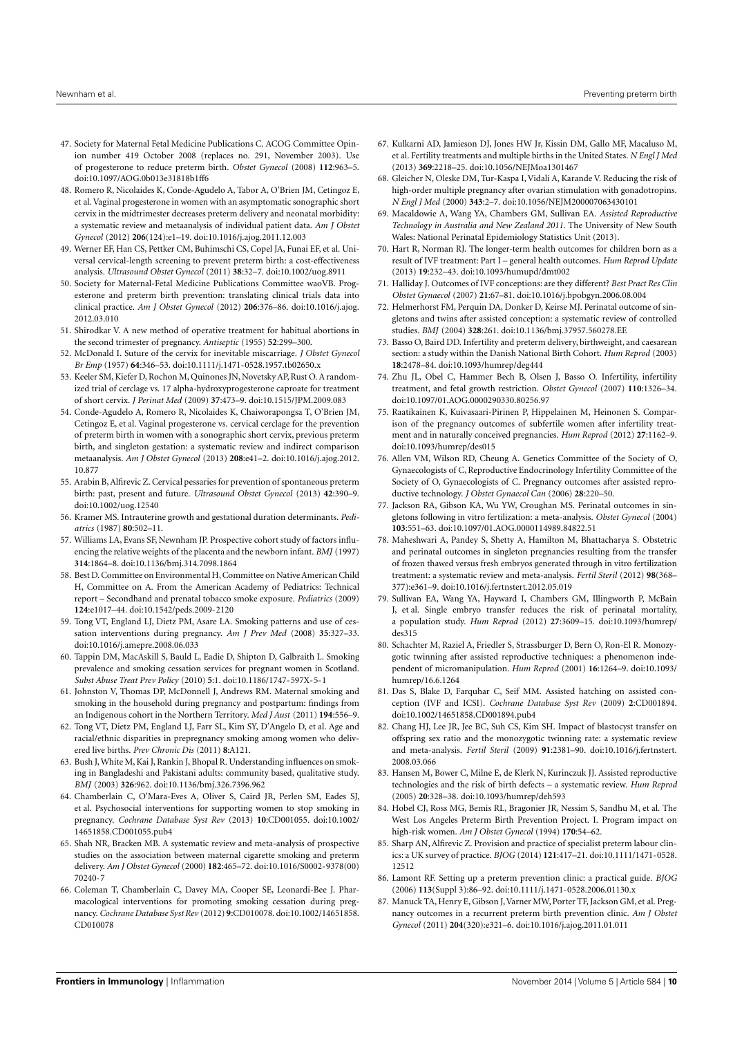47. Society for Maternal Fetal Medicine Publications C. ACOG Committee Opinion number 419 October 2008 (replaces no. 291, November 2003). Use of progesterone to reduce preterm birth. *Obstet Gynecol* (2008) **112**:963–5. doi:10.1097/AOG.0b013e31818b1ff6

48. Romero R, Nicolaides K, Conde-Agudelo A, Tabor A, O'Brien JM, Cetingoz E, et al. Vaginal progesterone in women with an asymptomatic sonographic short cervix in the midtrimester decreases preterm delivery and neonatal morbidity: a systematic review and metaanalysis of individual patient data. *Am J Obstet Gynecol* (2012) **206**(124):e1–19. doi:10.1016/j.ajog.2011.12.003

49. Werner EF, Han CS, Pettker CM, Buhimschi CS, Copel JA, Funai EF, et al. Universal cervical-length screening to prevent preterm birth: a cost-effectiveness analysis. *Ultrasound Obstet Gynecol* (2011) **38**:32–7. doi:10.1002/uog.8911

50. Society for Maternal-Fetal Medicine Publications Committee waoVB. Progesterone and preterm birth prevention: translating clinical trials data into clinical practice. *Am J Obstet Gynecol* (2012) **206**:376–86. doi:10.1016/j.ajog.2012.03.010

51. Shirodkar V. A new method of operative treatment for habitual abortions in the second trimester of pregnancy. *Antiseptic* (1955) **52**:299–300.

52. McDonald I. Suture of the cervix for inevitable miscarriage. *J Obstet Gynecol Br Emp* (1957) **64**:346–53. doi:10.1111/j.1471-0528.1957.tb02650.x

53. Keeler SM, Kiefer D, Rochon M, Quinones JN, Novetsky AP, Rust O. A randomized trial of cerclage vs. 17 alpha-hydroxyprogesterone caproate for treatment of short cervix. *J Perinat Med* (2009) **37**:473–9. doi:10.1515/JPM.2009.083

54. Conde-Agudelo A, Romero R, Nicolaides K, Chaiworapongsa T, O'Brien JM, Cetingoz E, et al. Vaginal progesterone vs. cervical cerclage for the prevention of preterm birth in women with a sonographic short cervix, previous preterm birth, and singleton gestation: a systematic review and indirect comparison metaanalysis. *Am J Obstet Gynecol* (2013) **208**:e41–2. doi:10.1016/j.ajog.2012.10.877

55. Arabin B, Alfirevic Z. Cervical pessaries for prevention of spontaneous preterm birth: past, present and future. *Ultrasound Obstet Gynecol* (2013) **42**:390–9. doi:10.1002/uog.12540

56. Kramer MS. Intrauterine growth and gestational duration determinants. *Pediatrics* (1987) **80**:502–11.

57. Williams LA, Evans SF, Newnham JP. Prospective cohort study of factors influencing the relative weights of the placenta and the newborn infant. *BMJ* (1997) **314**:1864–8. doi:10.1136/bmj.314.7098.1864

58. Best D. Committee on Environmental H, Committee on Native American Child H, Committee on A. From the American Academy of Pediatrics: Technical report – Secondhand and prenatal tobacco smoke exposure. *Pediatrics* (2009) **124**:e1017–44. doi:10.1542/peds.2009-2120

59. Tong VT, England LJ, Dietz PM, Asare LA. Smoking patterns and use of cessation interventions during pregnancy. *Am J Prev Med* (2008) **35**:327–33. doi:10.1016/j.amepre.2008.06.033

60. Tappin DM, MacAskill S, Bauld L, Eadie D, Shipton D, Galbraith L. Smoking prevalence and smoking cessation services for pregnant women in Scotland. *Subst Abuse Treat Prev Policy* (2010) **5**:1. doi:10.1186/1747-597X-5-1

61. Johnston V, Thomas DP, McDonnell J, Andrews RM. Maternal smoking and smoking in the household during pregnancy and postpartum: findings from an Indigenous cohort in the Northern Territory. *Med J Aust* (2011) **194**:556–9.

62. Tong VT, Dietz PM, England LJ, Farr SL, Kim SY, D'Angelo D, et al. Age and racial/ethnic disparities in prepregnancy smoking among women who delivered live births. *Prev Chronic Dis* (2011) **8**:A121.

63. Bush J, White M, Kai J, Rankin J, Bhopal R. Understanding influences on smoking in Bangladeshi and Pakistani adults: community based, qualitative study. *BMJ* (2003) **326**:962. doi:10.1136/bmj.326.7396.962

64. Chamberlain C, O'Mara-Eves A, Oliver S, Caird JR, Perlen SM, Eades SJ, et al. Psychosocial interventions for supporting women to stop smoking in pregnancy. *Cochrane Database Syst Rev* (2013) **10**:CD001055. doi:10.1002/14651858.CD001055.pub4

65. Shah NR, Bracken MB. A systematic review and meta-analysis of prospective studies on the association between maternal cigarette smoking and preterm delivery. *Am J Obstet Gynecol* (2000) **182**:465–72. doi:10.1016/S0002-9378(00)70240-7

66. Coleman T, Chamberlain C, Davey MA, Cooper SE, Leonardi-Bee J. Pharmacological interventions for promoting smoking cessation during pregnancy. *Cochrane Database Syst Rev* (2012) **9**:CD010078. doi:10.1002/14651858.CD010078

67. Kulkarni AD, Jamieson DJ, Jones HW Jr, Kissin DM, Gallo MF, Macaluso M, et al. Fertility treatments and multiple births in the United States. *N Engl J Med* (2013) **369**:2218–25. doi:10.1056/NEJMoa1301467

68. Gleicher N, Oleske DM, Tur-Kaspa I, Vidali A, Karande V. Reducing the risk of high-order multiple pregnancy after ovarian stimulation with gonadotropins. *N Engl J Med* (2000) **343**:2–7. doi:10.1056/NEJM200007063430101

69. Macaldowie A, Wang YA, Chambers GM, Sullivan EA. *Assisted Reproductive Technology in Australia and New Zealand 2011*. The University of New South Wales: National Perinatal Epidemiology Statistics Unit (2013).

70. Hart R, Norman RJ. The longer-term health outcomes for children born as a result of IVF treatment: Part I – general health outcomes. *Hum Reprod Update* (2013) **19**:232–43. doi:10.1093/humupd/dmt002

71. Halliday J. Outcomes of IVF conceptions: are they different? *Best Pract Res Clin Obstet Gynaecol* (2007) **21**:67–81. doi:10.1016/j.bpobgyn.2006.08.004

72. Helmerhorst FM, Perquin DA, Donker D, Keirse MJ. Perinatal outcome of singletons and twins after assisted conception: a systematic review of controlled studies. *BMJ* (2004) **328**:261. doi:10.1136/bmj.37957.560278.EE

73. Basso O, Baird DD. Infertility and preterm delivery, birthweight, and caesarean section: a study within the Danish National Birth Cohort. *Hum Reprod* (2003) **18**:2478–84. doi:10.1093/humrep/deg444

74. Zhu JL, Obel C, Hammer Bech B, Olsen J, Basso O. Infertility, infertility treatment, and fetal growth restriction. *Obstet Gynecol* (2007) **110**:1326–34. doi:10.1097/01.AOG.0000290330.80256.97

75. Raatikainen K, Kuivasaari-Pirinen P, Hippelainen M, Heinonen S. Comparison of the pregnancy outcomes of subfertile women after infertility treatment and in naturally conceived pregnancies. *Hum Reprod* (2012) **27**:1162–9. doi:10.1093/humrep/des015

76. Allen VM, Wilson RD, Cheung A. Genetics Committee of the Society of O, Gynaecologists of C, Reproductive Endocrinology Infertility Committee of the Society of O, Gynaecologists of C. Pregnancy outcomes after assisted reproductive technology. *J Obstet Gynaecol Can* (2006) **28**:220–50.

77. Jackson RA, Gibson KA, Wu YW, Croughan MS. Perinatal outcomes in singletons following in vitro fertilization: a meta-analysis. *Obstet Gynecol* (2004) **103**:551–63. doi:10.1097/01.AOG.0000114989.84822.51

78. Maheshwari A, Pandey S, Shetty A, Hamilton M, Bhattacharya S. Obstetric and perinatal outcomes in singleton pregnancies resulting from the transfer of frozen thawed versus fresh embryos generated through in vitro fertilization treatment: a systematic review and meta-analysis. *Fertil Steril* (2012) **98**(368–377):e361–9. doi:10.1016/j.fertnstert.2012.05.019

79. Sullivan EA, Wang YA, Hayward I, Chambers GM, Illingworth P, McBain J, et al. Single embryo transfer reduces the risk of perinatal mortality, a population study. *Hum Reprod* (2012) **27**:3609–15. doi:10.1093/humrep/des315

80. Schachter M, Raziel A, Friedler S, Strassburger D, Bern O, Ron-El R. Monozygotic twinning after assisted reproductive techniques: a phenomenon independent of micromanipulation. *Hum Reprod* (2001) **16**:1264–9. doi:10.1093/humrep/16.6.1264

81. Das S, Blake D, Farquhar C, Seif MM. Assisted hatching on assisted conception (IVF and ICSI). *Cochrane Database Syst Rev* (2009) **2**:CD001894. doi:10.1002/14651858.CD001894.pub4

82. Chang HJ, Lee JR, Jee BC, Suh CS, Kim SH. Impact of blastocyst transfer on offspring sex ratio and the monozygotic twinning rate: a systematic review and meta-analysis. *Fertil Steril* (2009) **91**:2381–90. doi:10.1016/j.fertnstert.2008.03.066

83. Hansen M, Bower C, Milne E, de Klerk N, Kurinczuk JJ. Assisted reproductive technologies and the risk of birth defects – a systematic review. *Hum Reprod* (2005) **20**:328–38. doi:10.1093/humrep/deh593

84. Hobel CJ, Ross MG, Bemis RL, Bragonier JR, Nessim S, Sandhu M, et al. The West Los Angeles Preterm Birth Prevention Project. I. Program impact on high-risk women. *Am J Obstet Gynecol* (1994) **170**:54–62.

85. Sharp AN, Alfirevic Z. Provision and practice of specialist preterm labour clinics: a UK survey of practice. *BJOG* (2014) **121**:417–21. doi:10.1111/1471-0528.12512

86. Lamont RF. Setting up a preterm prevention clinic: a practical guide. *BJOG* (2006) **113**(Suppl 3):86–92. doi:10.1111/j.1471-0528.2006.01130.x

87. Manuck TA, Henry E, Gibson J, Varner MW, Porter TF, Jackson GM, et al. Pregnancy outcomes in a recurrent preterm birth prevention clinic. *Am J Obstet Gynecol* (2011) **204**(320):e321–6. doi:10.1016/j.ajog.2011.01.011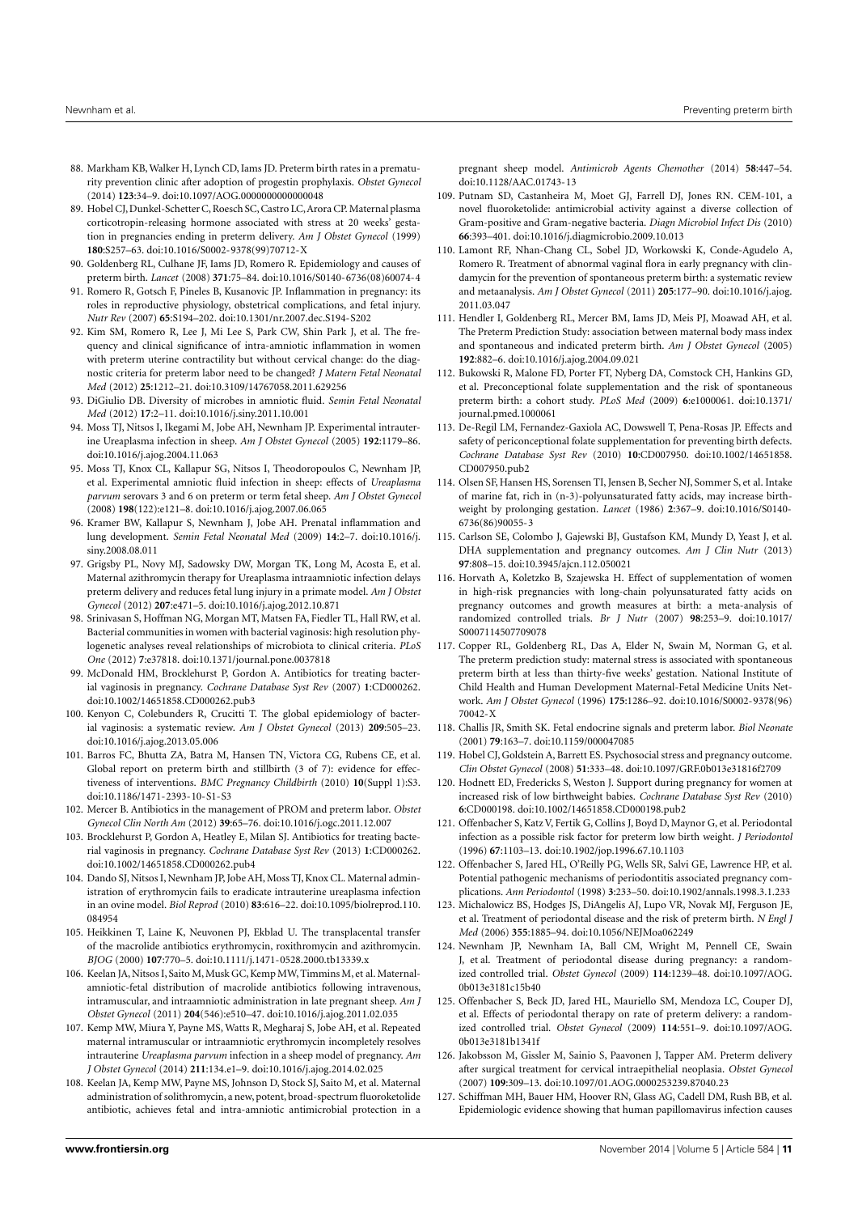88. Markham KB, Walker H, Lynch CD, Iams JD. Preterm birth rates in a prematurity prevention clinic after adoption of progestin prophylaxis. *Obstet Gynecol* (2014) **123**:34–9. doi:10.1097/AOG.0000000000000048

89. Hobel CJ, Dunkel-Schetter C, Roesch SC, Castro LC, Arora CP. Maternal plasma corticotropin-releasing hormone associated with stress at 20 weeks' gestation in pregnancies ending in preterm delivery. *Am J Obstet Gynecol* (1999) **180**:S257–63. doi:10.1016/S0002-9378(99)70712-X

90. Goldenberg RL, Culhane JF, Iams JD, Romero R. Epidemiology and causes of preterm birth. *Lancet* (2008) **371**:75–84. doi:10.1016/S0140-6736(08)60074-4

91. Romero R, Gotsch F, Pineles B, Kusanovic JP. Inflammation in pregnancy: its roles in reproductive physiology, obstetrical complications, and fetal injury. *Nutr Rev* (2007) **65**:S194–202. doi:10.1301/nr.2007.dec.S194-S202

92. Kim SM, Romero R, Lee J, Mi Lee S, Park CW, Shin Park J, et al. The frequency and clinical significance of intra-amniotic inflammation in women with preterm uterine contractility but without cervical change: do the diagnostic criteria for preterm labor need to be changed? *J Matern Fetal Neonatal Med* (2012) **25**:1212–21. doi:10.3109/14767058.2011.629256

93. DiGiulio DB. Diversity of microbes in amniotic fluid. *Semin Fetal Neonatal Med* (2012) **17**:2–11. doi:10.1016/j.siny.2011.10.001

94. Moss TJ, Nitsos I, Ikegami M, Jobe AH, Newnham JP. Experimental intrauterine Ureaplasma infection in sheep. *Am J Obstet Gynecol* (2005) **192**:1179–86. doi:10.1016/j.ajog.2004.11.063

95. Moss TJ, Knox CL, Kallapur SG, Nitsos I, Theodoropoulos C, Newnham JP, et al. Experimental amniotic fluid infection in sheep: effects of *Ureaplasma parvum* serovars 3 and 6 on preterm or term fetal sheep. *Am J Obstet Gynecol* (2008) **198**(122):e121–8. doi:10.1016/j.ajog.2007.06.065

96. Kramer BW, Kallapur S, Newnham J, Jobe AH. Prenatal inflammation and lung development. *Semin Fetal Neonatal Med* (2009) **14**:2–7. doi:10.1016/j.siny.2008.08.011

97. Grigsby PL, Novy MJ, Sadowsky DW, Morgan TK, Long M, Acosta E, et al. Maternal azithromycin therapy for Ureaplasma intraamniotic infection delays preterm delivery and reduces fetal lung injury in a primate model. *Am J Obstet Gynecol* (2012) **207**:e471–5. doi:10.1016/j.ajog.2012.10.871

98. Srinivasan S, Hoffman NG, Morgan MT, Matsen FA, Fiedler TL, Hall RW, et al. Bacterial communities in women with bacterial vaginosis: high resolution phylogenetic analyses reveal relationships of microbiota to clinical criteria. *PLoS One* (2012) **7**:e37818. doi:10.1371/journal.pone.0037818

99. McDonald HM, Brocklehurst P, Gordon A. Antibiotics for treating bacterial vaginosis in pregnancy. *Cochrane Database Syst Rev* (2007) **1**:CD000262. doi:10.1002/14651858.CD000262.pub3

100. Kenyon C, Colebunders R, Crucitti T. The global epidemiology of bacterial vaginosis: a systematic review. *Am J Obstet Gynecol* (2013) **209**:505–23. doi:10.1016/j.ajog.2013.05.006

101. Barros FC, Bhutta ZA, Batra M, Hansen TN, Victora CG, Rubens CE, et al. Global report on preterm birth and stillbirth (3 of 7): evidence for effectiveness of interventions. *BMC Pregnancy Childbirth* (2010) **10**(Suppl 1):S3. doi:10.1186/1471-2393-10-S1-S3

102. Mercer B. Antibiotics in the management of PROM and preterm labor. *Obstet Gynecol Clin North Am* (2012) **39**:65–76. doi:10.1016/j.ogc.2011.12.007

103. Brocklehurst P, Gordon A, Heatley E, Milan SJ. Antibiotics for treating bacterial vaginosis in pregnancy. *Cochrane Database Syst Rev* (2013) **1**:CD000262. doi:10.1002/14651858.CD000262.pub4

104. Dando SJ, Nitsos I, Newnham JP, Jobe AH, Moss TJ, Knox CL. Maternal administration of erythromycin fails to eradicate intrauterine ureaplasma infection in an ovine model. *Biol Reprod* (2010) **83**:616–22. doi:10.1095/biolreprod.110.084954

105. Heikkinen T, Laine K, Neuvonen PJ, Ekblad U. The transplacental transfer of the macrolide antibiotics erythromycin, roxithromycin and azithromycin. *BJOG* (2000) **107**:770–5. doi:10.1111/j.1471-0528.2000.tb13339.x

106. Keelan JA, Nitsos I, Saito M, Musk GC, Kemp MW, Timmins M, et al. Maternal-amniotic-fetal distribution of macrolide antibiotics following intravenous, intramuscular, and intraamniotic administration in late pregnant sheep. *Am J Obstet Gynecol* (2011) **204**(546):e510–47. doi:10.1016/j.ajog.2011.02.035

107. Kemp MW, Miura Y, Payne MS, Watts R, Megharaj S, Jobe AH, et al. Repeated maternal intramuscular or intraamniotic erythromycin incompletely resolves intrauterine *Ureaplasma parvum* infection in a sheep model of pregnancy. *Am J Obstet Gynecol* (2014) **211**:134.e1–9. doi:10.1016/j.ajog.2014.02.025

108. Keelan JA, Kemp MW, Payne MS, Johnson D, Stock SJ, Saito M, et al. Maternal administration of solithromycin, a new, potent, broad-spectrum fluoroketolide antibiotic, achieves fetal and intra-amniotic antimicrobial protection in a pregnant sheep model. *Antimicrob Agents Chemother* (2014) **58**:447–54. doi:10.1128/AAC.01743-13

109. Putnam SD, Castanheira M, Moet GJ, Farrell DJ, Jones RN. CEM-101, a novel fluoroketolide: antimicrobial activity against a diverse collection of Gram-positive and Gram-negative bacteria. *Diagn Microbiol Infect Dis* (2010) **66**:393–401. doi:10.1016/j.diagmicrobio.2009.10.013

110. Lamont RF, Nhan-Chang CL, Sobel JD, Workowski K, Conde-Agudelo A, Romero R. Treatment of abnormal vaginal flora in early pregnancy with clindamycin for the prevention of spontaneous preterm birth: a systematic review and metaanalysis. *Am J Obstet Gynecol* (2011) **205**:177–90. doi:10.1016/j.ajog.2011.03.047

111. Hendler I, Goldenberg RL, Mercer BM, Iams JD, Meis PJ, Moawad AH, et al. The Preterm Prediction Study: association between maternal body mass index and spontaneous and indicated preterm birth. *Am J Obstet Gynecol* (2005) **192**:882–6. doi:10.1016/j.ajog.2004.09.021

112. Bukowski R, Malone FD, Porter FT, Nyberg DA, Comstock CH, Hankins GD, et al. Preconceptional folate supplementation and the risk of spontaneous preterm birth: a cohort study. *PLoS Med* (2009) **6**:e1000061. doi:10.1371/journal.pmed.1000061

113. De-Regil LM, Fernandez-Gaxiola AC, Dowswell T, Pena-Rosas JP. Effects and safety of periconceptional folate supplementation for preventing birth defects. *Cochrane Database Syst Rev* (2010) **10**:CD007950. doi:10.1002/14651858.CD007950.pub2

114. Olsen SF, Hansen HS, Sorensen TI, Jensen B, Secher NJ, Sommer S, et al. Intake of marine fat, rich in (n-3)-polyunsaturated fatty acids, may increase birthweight by prolonging gestation. *Lancet* (1986) **2**:367–9. doi:10.1016/S0140-6736(86)90055-3

115. Carlson SE, Colombo J, Gajewski BJ, Gustafson KM, Mundy D, Yeast J, et al. DHA supplementation and pregnancy outcomes. *Am J Clin Nutr* (2013) **97**:808–15. doi:10.3945/ajcn.112.050021

116. Horvath A, Koletzko B, Szajewska H. Effect of supplementation of women in high-risk pregnancies with long-chain polyunsaturated fatty acids on pregnancy outcomes and growth measures at birth: a meta-analysis of randomized controlled trials. *Br J Nutr* (2007) **98**:253–9. doi:10.1017/S0007114507709078

117. Copper RL, Goldenberg RL, Das A, Elder N, Swain M, Norman G, et al. The preterm prediction study: maternal stress is associated with spontaneous preterm birth at less than thirty-five weeks' gestation. National Institute of Child Health and Human Development Maternal-Fetal Medicine Units Network. *Am J Obstet Gynecol* (1996) **175**:1286–92. doi:10.1016/S0002-9378(96)70042-X

118. Challis JR, Smith SK. Fetal endocrine signals and preterm labor. *Biol Neonate* (2001) **79**:163–7. doi:10.1159/000047085

119. Hobel CJ, Goldstein A, Barrett ES. Psychosocial stress and pregnancy outcome. *Clin Obstet Gynecol* (2008) **51**:333–48. doi:10.1097/GRF.0b013e31816f2709

120. Hodnett ED, Fredericks S, Weston J. Support during pregnancy for women at increased risk of low birthweight babies. *Cochrane Database Syst Rev* (2010) **6**:CD000198. doi:10.1002/14651858.CD000198.pub2

121. Offenbacher S, Katz V, Fertik G, Collins J, Boyd D, Maynor G, et al. Periodontal infection as a possible risk factor for preterm low birth weight. *J Periodontol* (1996) **67**:1103–13. doi:10.1902/jop.1996.67.10.1103

122. Offenbacher S, Jared HL, O'Reilly PG, Wells SR, Salvi GE, Lawrence HP, et al. Potential pathogenic mechanisms of periodontitis associated pregnancy complications. *Ann Periodontol* (1998) **3**:233–50. doi:10.1902/annals.1998.3.1.233

123. Michalowicz BS, Hodges JS, DiAngelis AJ, Lupo VR, Novak MJ, Ferguson JE, et al. Treatment of periodontal disease and the risk of preterm birth. *N Engl J Med* (2006) **355**:1885–94. doi:10.1056/NEJMoa062249

124. Newnham JP, Newnham IA, Ball CM, Wright M, Pennell CE, Swain J, et al. Treatment of periodontal disease during pregnancy: a randomized controlled trial. *Obstet Gynecol* (2009) **114**:1239–48. doi:10.1097/AOG.0b013e3181c15b40

125. Offenbacher S, Beck JD, Jared HL, Mauriello SM, Mendoza LC, Couper DJ, et al. Effects of periodontal therapy on rate of preterm delivery: a randomized controlled trial. *Obstet Gynecol* (2009) **114**:551–9. doi:10.1097/AOG.0b013e3181b1341f

126. Jakobsson M, Gissler M, Sainio S, Paavonen J, Tapper AM. Preterm delivery after surgical treatment for cervical intraepithelial neoplasia. *Obstet Gynecol* (2007) **109**:309–13. doi:10.1097/01.AOG.0000253239.87040.23

127. Schiffman MH, Bauer HM, Hoover RN, Glass AG, Cadell DM, Rush BB, et al. Epidemiologic evidence showing that human papillomavirus infection causes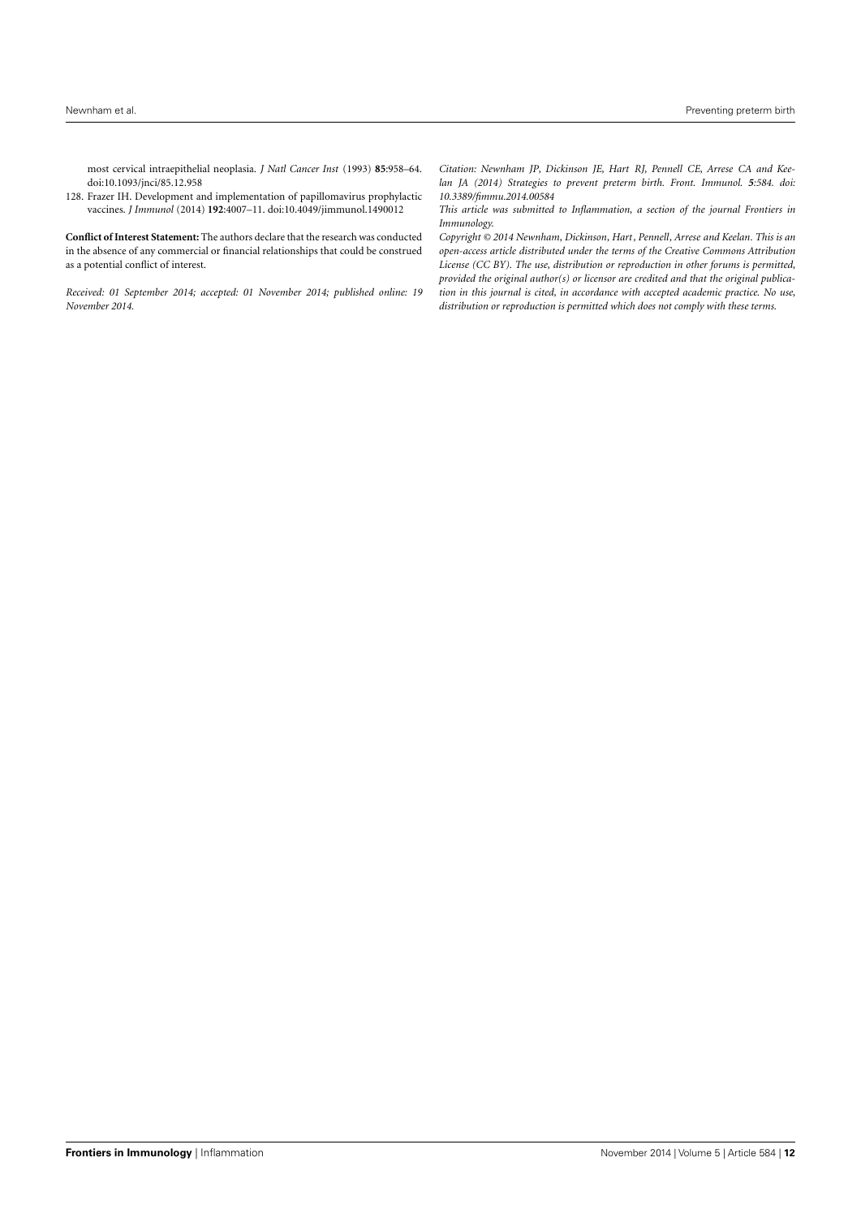most cervical intraepithelial neoplasia. *J Natl Cancer Inst* (1993) **85**:958–64. doi:10.1093/jnci/85.12.958

128. Frazer IH. Development and implementation of papillomavirus prophylactic vaccines. *J Immunol* (2014) **192**:4007–11. doi:10.4049/jimmunol.1490012

**Conflict of Interest Statement:** The authors declare that the research was conducted in the absence of any commercial or financial relationships that could be construed as a potential conflict of interest.

*Received: 01 September 2014; accepted: 01 November 2014; published online: 19 November 2014.*

*Citation: Newnham JP, Dickinson JE, Hart RJ, Pennell CE, Arrese CA and Keelan JA (2014) Strategies to prevent preterm birth. Front. Immunol.* ***5****:584. doi: 10.3389/fimmu.2014.00584*

*This article was submitted to Inflammation, a section of the journal Frontiers in Immunology.*

*Copyright © 2014 Newnham, Dickinson, Hart, Pennell, Arrese and Keelan. This is an open-access article distributed under the terms of the Creative Commons Attribution License (CC BY). The use, distribution or reproduction in other forums is permitted, provided the original author(s) or licensor are credited and that the original publication in this journal is cited, in accordance with accepted academic practice. No use, distribution or reproduction is permitted which does not comply with these terms.*